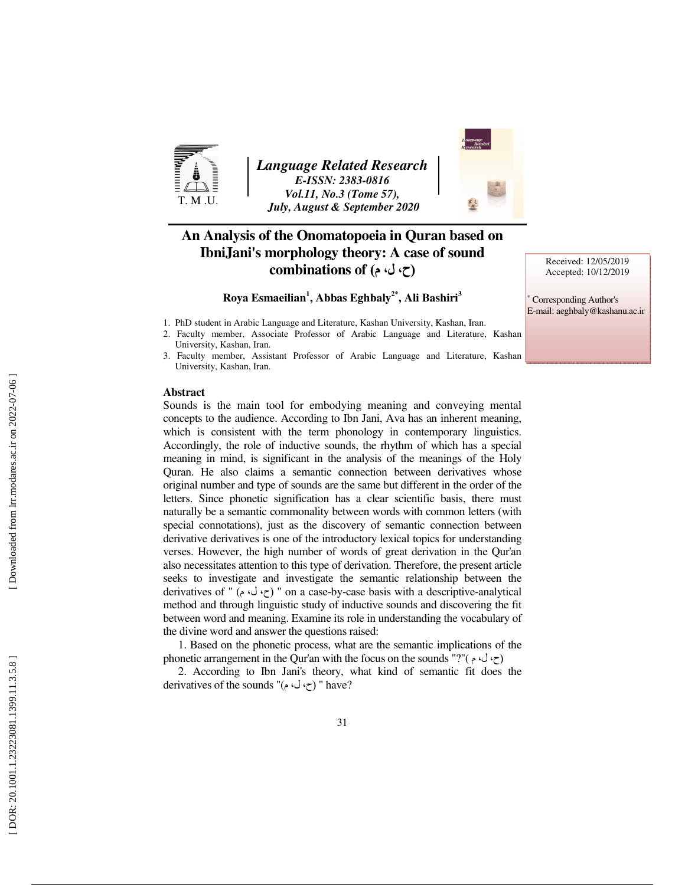*Language Related Research*
*E-ISSN: 2383-0816*
*Vol.11, No.3 (Tome 57),*
*July, August & September 2020*

# An Analysis of the Onomatopoeia in Quran based on IbniJani's morphology theory: A case of sound combinations of (ح، ل، م)

Received: 12/05/2019
Accepted: 10/12/2019

**Roya Esmaeilian[1], Abbas Eghbaly[2*], Ali Bashiri[3]**

\* Corresponding Author's
E-mail: aeghbaly@kashanu.ac.ir

1. PhD student in Arabic Language and Literature, Kashan University, Kashan, Iran.
2. Faculty member, Associate Professor of Arabic Language and Literature, Kashan University, Kashan, Iran.
3. Faculty member, Assistant Professor of Arabic Language and Literature, Kashan University, Kashan, Iran.

## Abstract

Sounds is the main tool for embodying meaning and conveying mental concepts to the audience. According to Ibn Jani, Ava has an inherent meaning, which is consistent with the term phonology in contemporary linguistics. Accordingly, the role of inductive sounds, the rhythm of which has a special meaning in mind, is significant in the analysis of the meanings of the Holy Quran. He also claims a semantic connection between derivatives whose original number and type of sounds are the same but different in the order of the letters. Since phonetic signification has a clear scientific basis, there must naturally be a semantic commonality between words with common letters (with special connotations), just as the discovery of semantic connection between derivative derivatives is one of the introductory lexical topics for understanding verses. However, the high number of words of great derivation in the Qur'an also necessitates attention to this type of derivation. Therefore, the present article seeks to investigate and investigate the semantic relationship between the derivatives of " (ح، ل، م) " on a case-by-case basis with a descriptive-analytical method and through linguistic study of inductive sounds and discovering the fit between word and meaning. Examine its role in understanding the vocabulary of the divine word and answer the questions raised:

1. Based on the phonetic process, what are the semantic implications of the phonetic arrangement in the Qur'an with the focus on the sounds "?"( ح، ل، م)

2. According to Ibn Jani's theory, what kind of semantic fit does the derivatives of the sounds "(ح، ل، م) " have?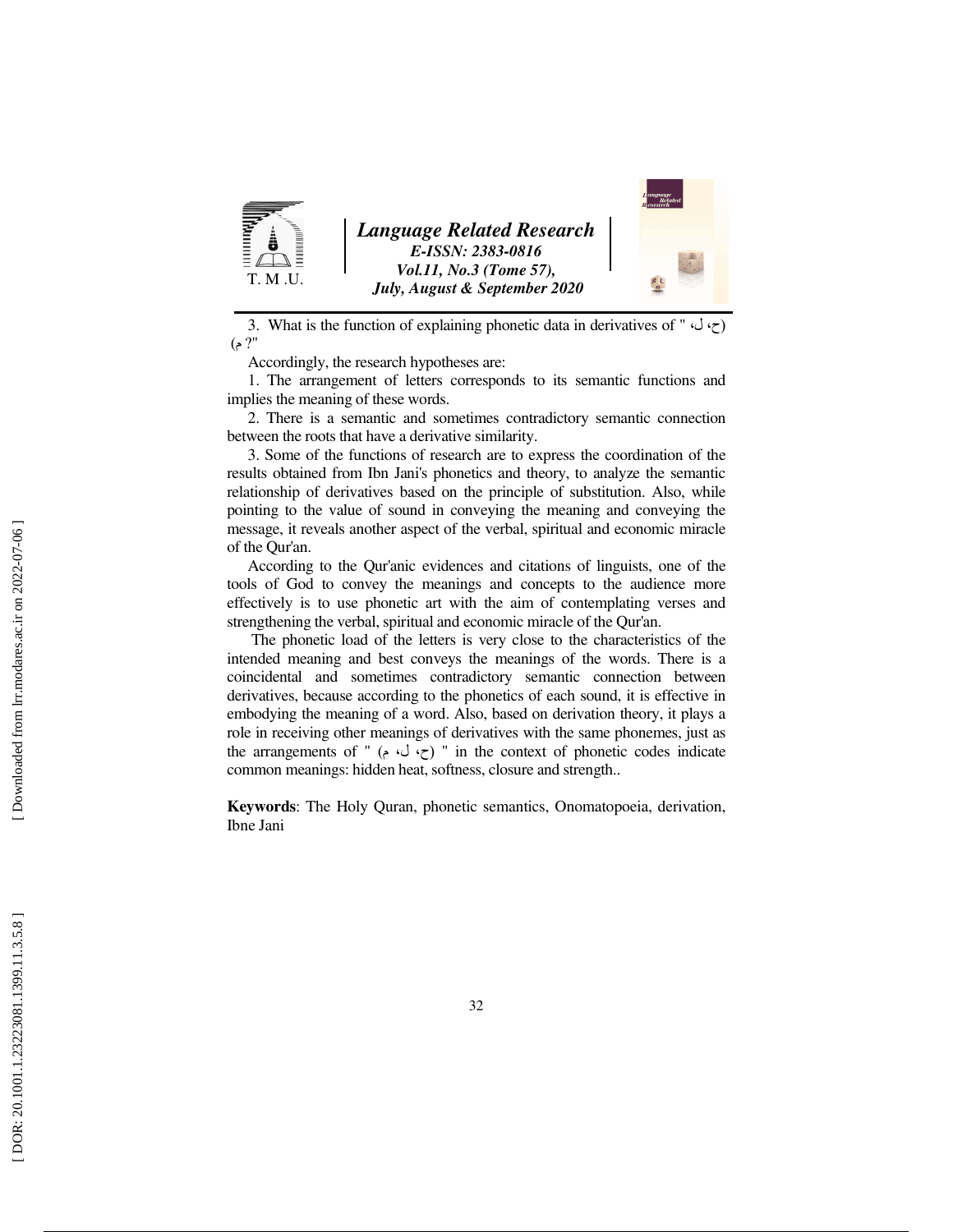3. What is the function of explaining phonetic data in derivatives of " (ح، ل، م)?"

Accordingly, the research hypotheses are:

1. The arrangement of letters corresponds to its semantic functions and implies the meaning of these words.

2. There is a semantic and sometimes contradictory semantic connection between the roots that have a derivative similarity.

3. Some of the functions of research are to express the coordination of the results obtained from Ibn Jani's phonetics and theory, to analyze the semantic relationship of derivatives based on the principle of substitution. Also, while pointing to the value of sound in conveying the meaning and conveying the message, it reveals another aspect of the verbal, spiritual and economic miracle of the Qur'an.

According to the Qur'anic evidences and citations of linguists, one of the tools of God to convey the meanings and concepts to the audience more effectively is to use phonetic art with the aim of contemplating verses and strengthening the verbal, spiritual and economic miracle of the Qur'an.

The phonetic load of the letters is very close to the characteristics of the intended meaning and best conveys the meanings of the words. There is a coincidental and sometimes contradictory semantic connection between derivatives, because according to the phonetics of each sound, it is effective in embodying the meaning of a word. Also, based on derivation theory, it plays a role in receiving other meanings of derivatives with the same phonemes, just as the arrangements of " (ح، ل، م) " in the context of phonetic codes indicate common meanings: hidden heat, softness, closure and strength..

**Keywords**: The Holy Quran, phonetic semantics, Onomatopoeia, derivation, Ibne Jani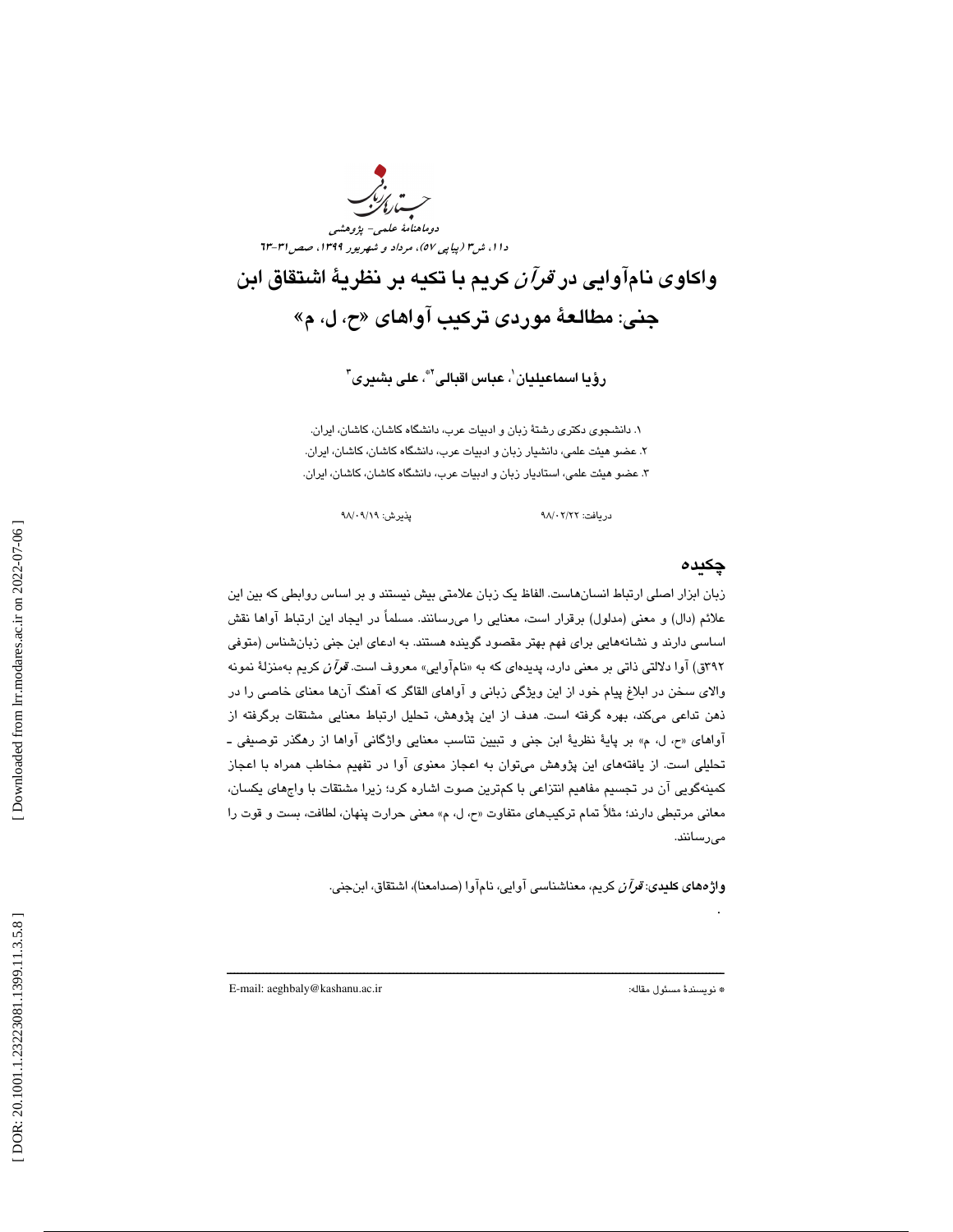# واکاوی نام‌آوایی در *قرآن* کریم با تکیه بر نظریهٔ اشتقاق ابن جنی: مطالعهٔ موردی ترکیب آواهای «ح، ل، م»

**رؤیا اسماعیلیان[1]، عباس اقبالی[2*]، علی بشیری[3]**

۱. دانشجوی دکتری رشتهٔ زبان و ادبیات عرب، دانشگاه کاشان، کاشان، ایران.
۲. عضو هیئت علمی، دانشیار زبان و ادبیات عرب، دانشگاه کاشان، کاشان، ایران.
۳. عضو هیئت علمی، استادیار زبان و ادبیات عرب، دانشگاه کاشان، کاشان، ایران.

دریافت: ۹۸/۰۲/۲۲ پذیرش: ۹۸/۰۹/۱۹

## چکیده

زبان ابزار اصلی ارتباط انسان‌هاست. الفاظ یک زبان علامتی بیش نیستند و بر اساس روابطی که بین این علائم (دال) و معنی (مدلول) برقرار است، معنایی را می‌رسانند. مسلماً در ایجاد این ارتباط آواها نقش اساسی دارند و نشانه‌هایی برای فهم بهتر مقصود گوینده هستند. به ادعای ابن جنی زبان‌شناس (متوفی ۳۹۲ق) آوا دلالتی ذاتی بر معنی دارد، پدیده‌ای که به «نام‌آوایی» معروف است. *قرآن* کریم به‌منزلهٔ نمونه والای سخن در ابلاغ پیام خود از این ویژگی زبانی و آواهای القاگر که آهنگ آن‌ها معنای خاصی را در ذهن تداعی می‌کند، بهره گرفته است. هدف از این پژوهش، تحلیل ارتباط معنایی مشتقات برگرفته از آواهای «ح، ل، م» بر پایهٔ نظریهٔ ابن جنی و تبیین تناسب معنایی واژگانی آواها از رهگذر توصیفی ـ تحلیلی است. از یافته‌های این پژوهش می‌توان به اعجاز معنوی آوا در تفهیم مخاطب همراه با اعجاز کمینه‌گویی آن در تجسیم مفاهیم انتزاعی با کم‌ترین صوت اشاره کرد؛ زیرا مشتقات با واج‌های یکسان، معانی مرتبطی دارند؛ مثلاً تمام ترکیب‌های متفاوت «ح، ل، م» معنی حرارت پنهان، لطافت، بست و قوت را می‌رسانند.

**واژه‌های کلیدی:** *قرآن* کریم، معناشناسی آوایی، نام‌آوا (صدامعنا)، اشتقاق، ابن‌جنی.

---

* نویسندهٔ مسئول مقاله: E-mail: aeghbaly@kashanu.ac.ir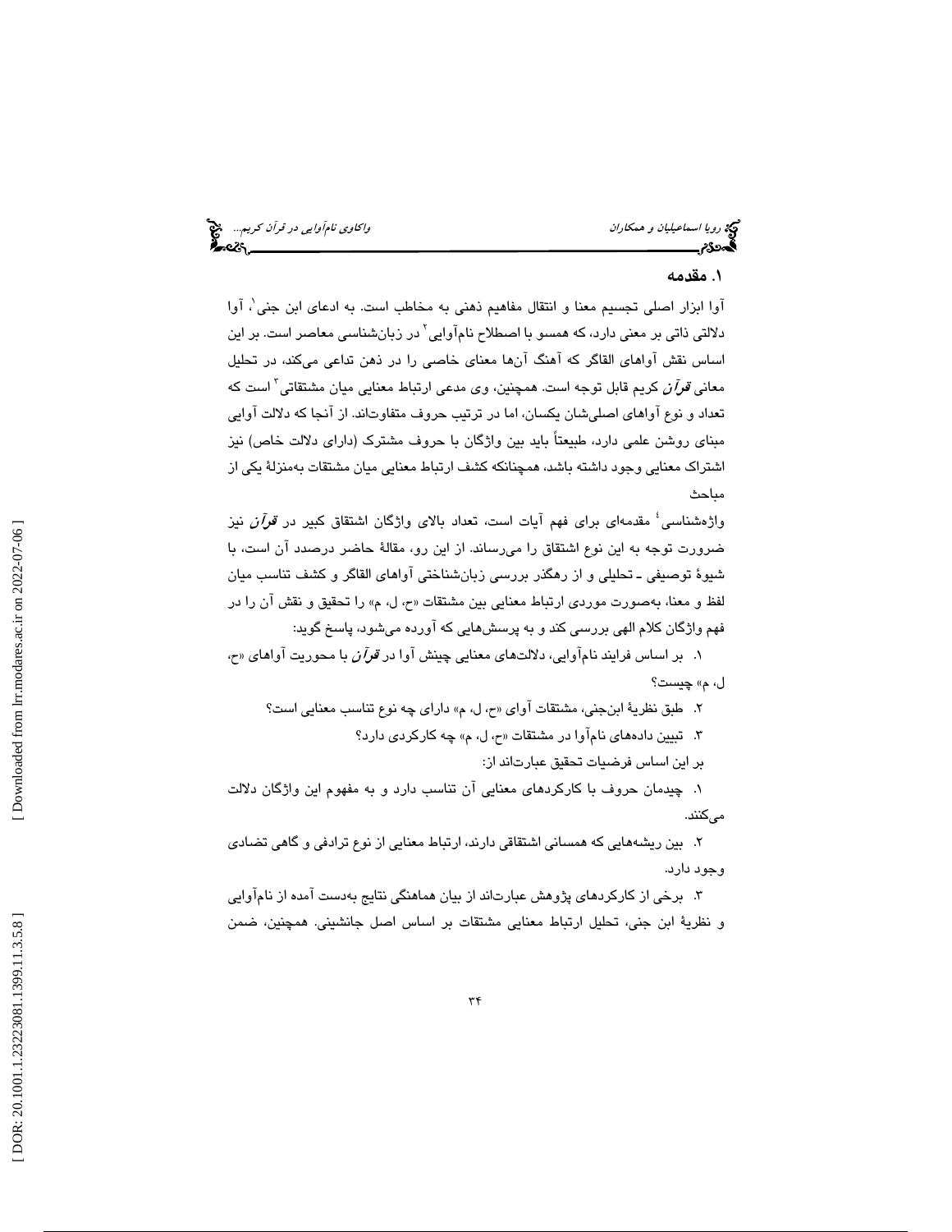## ۱. مقدمه

آوا ابزار اصلی تجسیم معنا و انتقال مفاهیم ذهنی به مخاطب است. به ادعای ابن جنی[1]، آوا دلالتی ذاتی بر معنی دارد، که همسو با اصطلاح نام‌آوایی[2] در زبان‌شناسی معاصر است. بر این اساس نقش آواهای القاگر که آهنگ آن‌ها معنای خاصی را در ذهن تداعی می‌کند، در تحلیل معانی *قرآن* کریم قابل توجه است. همچنین، وی مدعی ارتباط معنایی میان مشتقاتی[3] است که تعداد و نوع آواهای اصلی‌شان یکسان، اما در ترتیب حروف متفاوت‌اند. از آنجا که دلالت آوایی مبنای روشن علمی دارد، طبیعتاً باید بین واژگان با حروف مشترک (دارای دلالت خاص) نیز اشتراک معنایی وجود داشته باشد، همچنانکه کشف ارتباط معنایی میان مشتقات به‌منزلهٔ یکی از مباحث

واژه‌شناسی[4] مقدمه‌ای برای فهم آیات است، تعداد بالای واژگان اشتقاق کبیر در *قرآن* نیز ضرورت توجه به این نوع اشتقاق را می‌رساند. از این رو، مقالهٔ حاضر درصدد آن است، با شیوهٔ توصیفی ـ تحلیلی و از رهگذر بررسی زبان‌شناختی آواهای القاگر و کشف تناسب میان لفظ و معنا، به‌صورت موردی ارتباط معنایی بین مشتقات «ح، ل، م» را تحقیق و نقش آن را در فهم واژگان کلام الهی بررسی کند و به پرسش‌هایی که آورده می‌شود، پاسخ گوید:

۱. بر اساس فرایند نام‌آوایی، دلالت‌های معنایی چینش آوا در *قرآن* با محوریت آواهای «ح، ل، م» چیست؟

۲. طبق نظریهٔ ابن‌جنی، مشتقات آوای «ح، ل، م» دارای چه نوع تناسب معنایی است؟

۳. تبیین داده‌های نام‌آوا در مشتقات «ح، ل، م» چه کارکردی دارد؟

بر این اساس فرضیات تحقیق عبارت‌اند از:

۱. چیدمان حروف با کارکردهای معنایی آن تناسب دارد و به مفهوم این واژگان دلالت می‌کنند.

۲. بین ریشه‌هایی که همسانی اشتقاقی دارند، ارتباط معنایی از نوع ترادفی و گاهی تضادی وجود دارد.

۳. برخی از کارکردهای پژوهش عبارت‌اند از بیان هماهنگی نتایج به‌دست آمده از نام‌آوایی و نظریهٔ ابن جنی، تحلیل ارتباط معنایی مشتقات بر اساس اصل جانشینی. همچنین، ضمن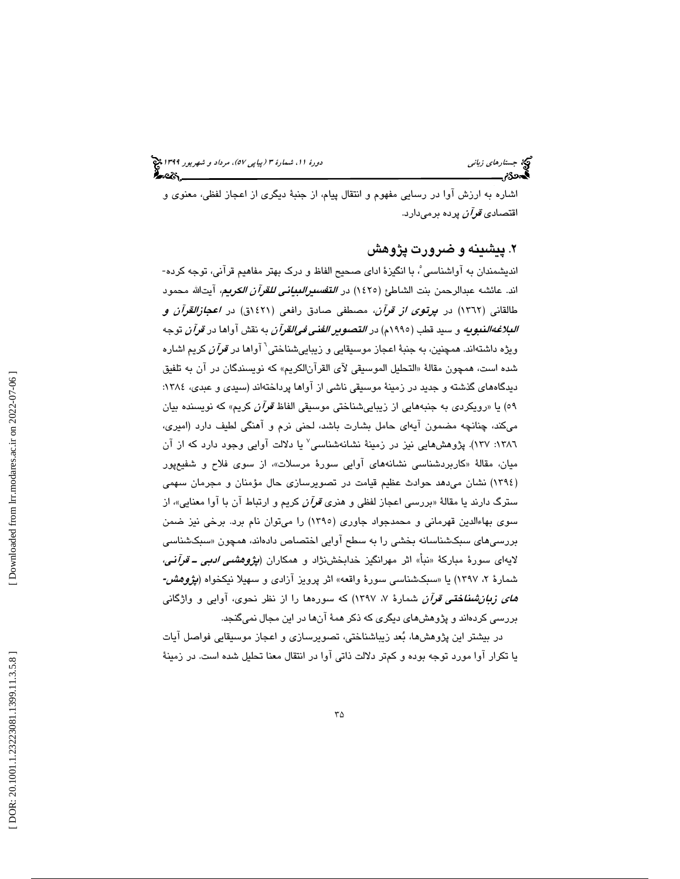اشاره به ارزش آوا در رسایی مفهوم و انتقال پیام، از جنبهٔ دیگری از اعجاز لفظی، معنوی و اقتصادی *قرآن* پرده برمی‌دارد.

## ۲. پیشینه و ضرورت پژوهش

اندیشمندان به آواشناسی[5]، با انگیزهٔ ادای صحیح الفاظ و درک بهتر مفاهیم قرآنی، توجه کرده‌اند. عائشه عبدالرحمن بنت الشاطئ (۱۴۲۵) در ***التفسیرالبیانی للقرآن الکریم***، آیت‌الله محمود طالقانی (۱۳۶۲) در ***پرتوی از قرآن***، مصطفی صادق رافعی (۱۴۲۱ق) در ***اعجازالقرآن و البلاغه‌النبویه*** و سید قطب (۱۹۹۵م) در ***التصویر الفنی فی‌القرآن*** به نقش آواها در *قرآن* توجه ویژه داشته‌اند. همچنین، به جنبهٔ اعجاز موسیقایی و زیبایی‌شناختی[6] آواها در *قرآن* کریم اشاره شده است، همچون مقالهٔ «التحلیل الموسیقی لآی القرآن‌الکریم» که نویسندگان در آن به تلفیق دیدگاه‌های گذشته و جدید در زمینهٔ موسیقی ناشی از آواها پرداخته‌اند (سیدی و عبدی، ۱۳۸٤: ۵۹) یا «رویکردی به جنبه‌هایی از زیبایی‌شناختی موسیقی الفاظ *قرآن* کریم» که نویسنده بیان می‌کند، چنانچه مضمون آیه‌ای حامل بشارت باشد، لحنی نرم و آهنگی لطیف دارد (امیری، ۱۳۸٦: ۱۳۷). پژوهش‌هایی نیز در زمینهٔ نشانه‌شناسی[7] یا دلالت آوایی وجود دارد که از آن میان، مقالهٔ «کاربردشناسی نشانه‌های آوایی سورهٔ مرسلات»، از سوی فلاح و شفیع‌پور (۱۳۹٤) نشان می‌دهد حوادث عظیم قیامت در تصویرسازی حال مؤمنان و مجرمان سهمی سترگ دارند یا مقالهٔ «بررسی اعجاز لفظی و هنری *قرآن* کریم و ارتباط آن با آوا معنایی»، از سوی بهاءالدین قهرمانی و محمدجواد جاوری (۱۳۹۵) را می‌توان نام برد. برخی نیز ضمن بررسی‌های سبک‌شناسانه بخشی را به سطح آوایی اختصاص داده‌اند، همچون «سبک‌شناسی لایه‌ای سورهٔ مبارکهٔ «نبأ» اثر مهرانگیز خدابخش‌نژاد و همکاران (***پژوهشی ادبی ـ قرآنی***، شمارهٔ ۲، ۱۳۹۷) یا «سبک‌شناسی سورهٔ واقعه» اثر پرویز آزادی و سهیلا نیکخواه (***پژوهش‌های زبان‌شناختی قرآن*** شمارهٔ ۷، ۱۳۹۷) که سوره‌ها را از نظر نحوی، آوایی و واژگانی بررسی کرده‌اند و پژوهش‌های دیگری که ذکر همهٔ آن‌ها در این مجال نمی‌گنجد.

در بیشتر این پژوهش‌ها، بُعد زیباشناختی، تصویرسازی و اعجاز موسیقایی فواصل آیات یا تکرار آوا مورد توجه بوده و کمتر دلالت ذاتی آوا در انتقال معنا تحلیل شده است. در زمینهٔ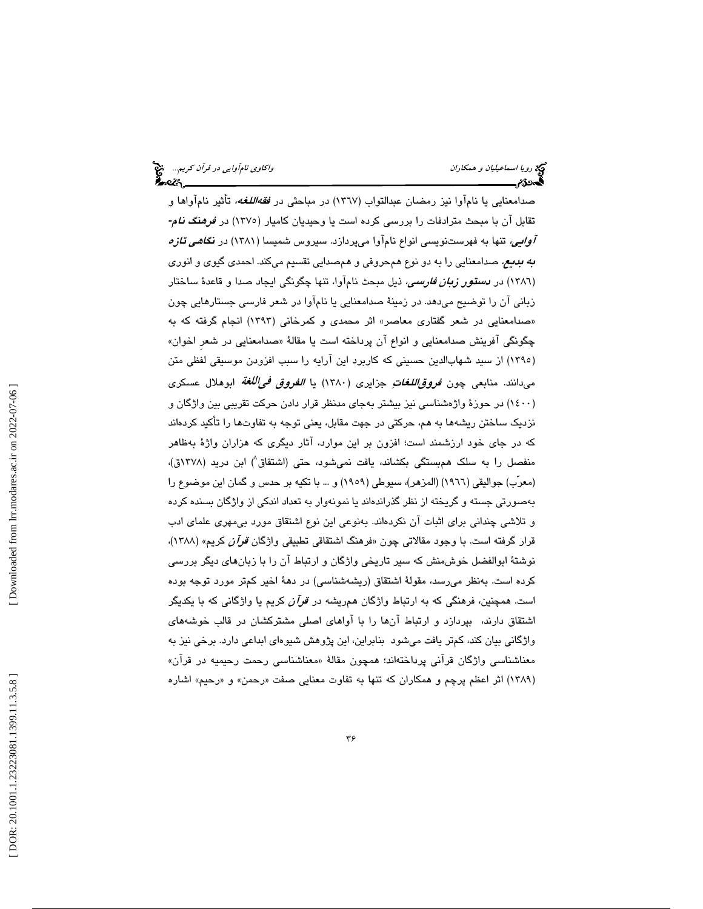صدامعنایی یا نام‌آوا نیز رمضان عبدالتواب (۱۳٦۷) در مباحثی در ***فقه‌اللغه***، تأثیر نام‌آواها و تقابل آن با مبحث مترادفات را بررسی کرده است یا وحیدیان کامیار (۱۳۷۵) در ***فرهنگ نام‌آوایی***، تنها به فهرست‌نویسی انواع نام‌آوا می‌پردازد. سیروس شمیسا (۱۳۸۱) در ***نگاهی تازه به بدیع***، صدامعنایی را به دو نوع هم‌حروفی و هم‌صدایی تقسیم می‌کند. احمدی گیوی و انوری (۱۳۸٦) در ***دستور زبان فارسی***، ذیل مبحث نام‌آوا، تنها چگونگی ایجاد صدا و قاعدهٔ ساختار زبانی آن را توضیح می‌دهد. در زمینهٔ صدامعنایی یا نام‌آوا در شعر فارسی جستارهایی چون «صدامعنایی در شعر گفتاری معاصر» اثر محمدی و کمرخانی (۱۳۹۳) انجام گرفته که به چگونگی آفرینش صدامعنایی و انواع آن پرداخته است یا مقالهٔ «صدامعنایی در شعرِ اخوان» (۱۳۹۵) از سید شهاب‌الدین حسینی که کاربرد این آرایه را سبب افزودن موسیقی لفظی متن می‌دانند. منابعی چون ***فروق‌اللغاتِ*** جزایری (۱۳۸۰) یا ***الفروق فی‌اللغة*** ابوهلال عسکری (۱٤۰۰) در حوزهٔ واژه‌شناسی نیز بیشتر به‌جای مدنظر قرار دادن حرکت تقریبی بین واژگان و نزدیک ساختن ریشه‌ها به هم، حرکتی در جهت مقابل، یعنی توجه به تفاوت‌ها را تأکید کرده‌اند که در جای خود ارزشمند است؛ افزون بر این موارد، آثار دیگری که هزاران واژهٔ به‌ظاهر منفصل را به سلک هم‌بستگی بکشاند، یافت نمی‌شود، حتی (اشتقاق[8]) ابن درید (۱۳۷۸ق)، (معرّب) جوالیقی (۱۹٦٦) (المزهر)، سیوطی (۱۹۵۹) و ... با تکیه بر حدس و گمان این موضوع را به‌صورتی جسته و گریخته از نظر گذرانده‌اند یا نمونه‌وار به تعداد اندکی از واژگان بسنده کرده و تلاشی چندانی برای اثبات آن نکرده‌اند. به‌نوعی این نوع اشتقاق مورد بی‌مهری علمای ادب قرار گرفته است. با وجود مقالاتی چون «فرهنگ اشتقاقی تطبیقی واژگان *قرآن* کریم» (۱۳۸۸)، نوشتهٔ ابوالفضل خوش‌منش که سیر تاریخی واژگان و ارتباط آن را با زبان‌های دیگر بررسی کرده است. به‌نظر می‌رسد، مقولهٔ اشتقاق (ریشه‌شناسی) در دههٔ اخیر کم‌تر مورد توجه بوده است. همچنین، فرهنگی که به ارتباط واژگان هم‌ریشه در *قرآن* کریم یا واژگانی که با یکدیگر اشتقاق دارند، بپردازد و ارتباط آن‌ها را با آواهای اصلی مشترکشان در قالب خوشه‌های واژگانی بیان کند، کم‌تر یافت می‌شود بنابراین، این پژوهش شیوه‌ای ابداعی دارد. برخی نیز به معناشناسی واژگان قرآنی پرداخته‌اند؛ همچون مقالهٔ «معناشناسی رحمت رحیمیه در قرآن» (۱۳۸۹) اثر اعظم پرچم و همکاران که تنها به تفاوت معنایی صفت «رحمن» و «رحیم» اشاره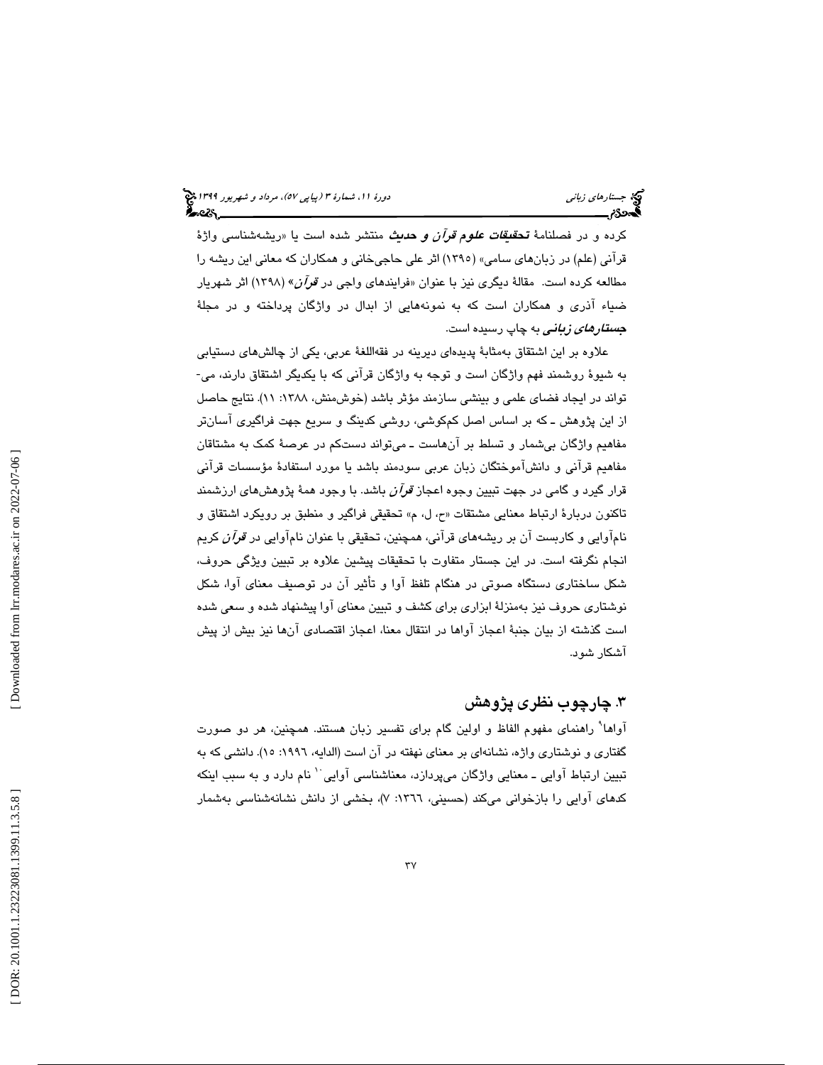کرده و در فصلنامهٔ ***تحقیقات علوم قرآن و حدیث*** منتشر شده است یا «ریشه‌شناسی واژهٔ قرآنی (علم) در زبان‌های سامی» (۱۳۹۵) اثر علی حاجی‌خانی و همکاران که معانی این ریشه را مطالعه کرده است. مقالهٔ دیگری نیز با عنوان «فرایندهای واجی در *قرآن*» (۱۳۹۸) اثر شهریار ضیاء آذری و همکاران است که به نمونه‌هایی از ابدال در واژگان پرداخته و در مجلهٔ ***جستارهای زبانی*** به چاپ رسیده است.

علاوه بر این اشتقاق به‌مثابهٔ پدیده‌ای دیرینه در فقه‌اللغهٔ عربی، یکی از چالش‌های دستیابی به شیوهٔ روشمند فهم واژگان است و توجه به واژگان قرآنی که با یکدیگر اشتقاق دارند، می‌تواند در ایجاد فضای علمی و بینشی سازمند مؤثر باشد (خوش‌منش، ۱۳۸۸: ۱۱). نتایج حاصل از این پژوهش ـ که بر اساس اصل کم‌کوشی، روشی کدینگ و سریع جهت فراگیری آسان‌تر مفاهیم واژگان بی‌شمار و تسلط بر آن‌هاست ـ می‌تواند دست‌کم در عرصهٔ کمک به مشتاقان مفاهیم قرآنی و دانش‌آموختگان زبان عربی سودمند باشد یا مورد استفادهٔ مؤسسات قرآنی قرار گیرد و گامی در جهت تبیین وجوه اعجاز *قرآن* باشد. با وجود همهٔ پژوهش‌های ارزشمند تاکنون دربارهٔ ارتباط معنایی مشتقات «ح، ل، م» تحقیقی فراگیر و منطبق بر رویکرد اشتقاق و نام‌آوایی و کاربست آن بر ریشه‌های قرآنی، همچنین، تحقیقی با عنوان نام‌آوایی در *قرآن* کریم انجام نگرفته است. در این جستار متفاوت با تحقیقات پیشین علاوه بر تبیین ویژگی حروف، شکل ساختاری دستگاه صوتی در هنگام تلفظ آوا و تأثیر آن در توصیف معنای آوا، شکل نوشتاری حروف نیز به‌منزلهٔ ابزاری برای کشف و تبیین معنای آوا پیشنهاد شده و سعی شده است گذشته از بیان جنبهٔ اعجاز آواها در انتقال معنا، اعجاز اقتصادی آن‌ها نیز بیش از پیش آشکار شود.

## ۳. چارچوب نظری پژوهش

آواها[9] راهنمای مفهوم الفاظ و اولین گام برای تفسیر زبان هستند. همچنین، هر دو صورت گفتاری و نوشتاری واژه، نشانه‌ای بر معنای نهفته در آن است (الدایه، ۱۹۹٦: ۱۵). دانشی که به تبیین ارتباط آوایی ـ معنایی واژگان می‌پردازد، معناشناسی آوایی[10] نام دارد و به سبب اینکه کدهای آوایی را بازخوانی می‌کند (حسینی، ۱۳٦٦: ۷)، بخشی از دانش نشانه‌شناسی به‌شمار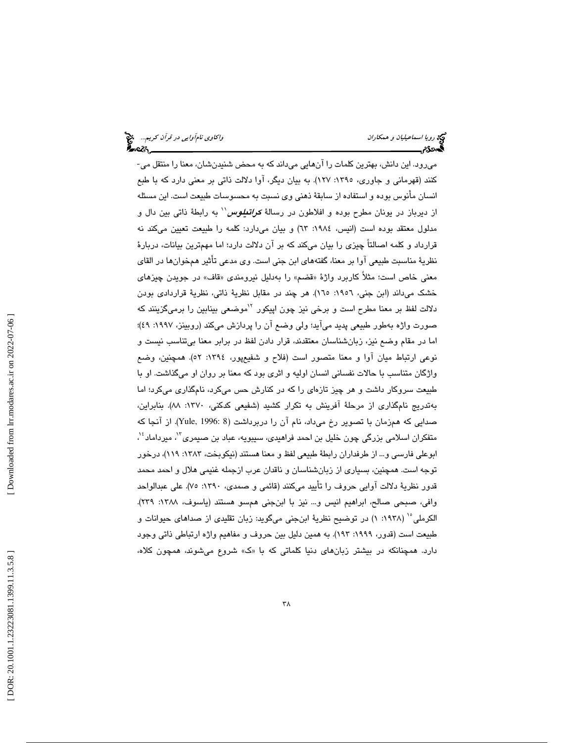می‌رود. این دانش، بهترین کلمات را آن‌هایی می‌داند که به محض شنیدن‌شان، معنا را منتقل می‌کنند (قهرمانی و جاوری، ۱۳۹۵: ۱۲۷). به بیان دیگر، آوا دلالت ذاتی بر معنی دارد که با طبع انسان مأنوس بوده و استفاده از سابقهٔ ذهنی وی نسبت به محسوسات طبیعت است. این مسئله از دیرباز در یونان مطرح بوده و افلاطون در رسالهٔ ***کراتیلوس***[۱۱] به رابطهٔ ذاتی بین دال و مدلول معتقد بوده است (انیس، ۱۹۸٤: ٦٣) و بیان می‌دارد: کلمه را طبیعت تعیین می‌کند نه قرارداد و کلمه اصالتاً چیزی را بیان می‌کند که بر آن دلالت دارد؛ اما مهم‌ترین بیانات، دربارهٔ نظریهٔ مناسبت طبیعی آوا بر معنا، گفته‌های ابن جنی است. وی مدعی تأثیر هم‌خوان‌ها در القای معنی خاص است؛ مثلاً کاربرد واژهٔ «قضم» را به‌دلیل نیرومندی «قاف» در جویدن چیزهای خشک می‌داند (ابن جنی، ١٩٥٦: ١٦٥). هر چند در مقابل نظریهٔ ذاتی، نظریهٔ قراردادی بودن دلالت لفظ بر معنا مطرح است و برخی نیز چون اپیکور [۱۲]موضعی بینابین را برمی‌گزینند که صورت واژه به‌طور طبیعی پدید می‌آید؛ ولی وضع آن را پردازش می‌کند (روبینز، ١٩٩٧: ٤٩)؛ اما در مقام وضع نیز، زبان‌شناسان معتقدند، قرار دادن لفظ در برابر معنا بی‌تناسب نیست و نوعی ارتباط میان آوا و معنا متصور است (فلاح و شفیع‌پور، ۱۳۹٤: ٥٢). همچنین، وضع واژگان متناسب با حالات نفسانی انسان اولیه و اثری بود که معنا بر روان او می‌گذاشت. او با طبیعت سروکار داشت و هر چیز تازه‌ای را که در کنارش حس می‌کرد، نامگذاری می‌کرد؛ اما به‌تدریج نامگذاری از مرحلهٔ آفرینش به تکرار کشید (شفیعی کدکنی، ۱۳۷۰: ۸۸). بنابراین، صدایی که هم‌زمان با تصویر رخ می‌داد، نام آن را دربرداشت (Yule, 1996: 8). از آنجا که متفکران اسلامی بزرگی چون خلیل بن احمد فراهیدی، سیبویه، عباد بن صیمری[۱۳]، میرداماد[۱٤]، ابوعلی فارسی و... از طرفداران رابطهٔ طبیعی لفظ و معنا هستند (نیکوبخت، ۱۳۸۳: ۱۱۹)، درخور توجه است. همچنین، بسیاری از زبان‌شناسان و ناقدان عرب ازجمله غنیمی هلال و احمد محمد قدور نظریهٔ دلالت آوایی حروف را تأیید می‌کنند (قائمی و صمدی، ۱۳۹۰: ۷۵). علی عبدالواحد وافی، صبحی صالح، ابراهیم انیس و... نیز با ابن‌جنی هم‌سو هستند (یاسوف، ۱۳۸۸: ۲۳۹). الکرملی[۱٥] (۱۹۳۸: ۱) در توضیح نظریهٔ ابن‌جنی می‌گوید: زبان تقلیدی از صداهای حیوانات و طبیعت است (قدور، ۱۹۹۹: ۱۹۳). به همین دلیل بین حروف و مفاهیم واژه ارتباطی ذاتی وجود دارد. همچنانکه در بیشتر زبان‌های دنیا کلماتی که با «ک» شروع می‌شوند، همچون کلاه،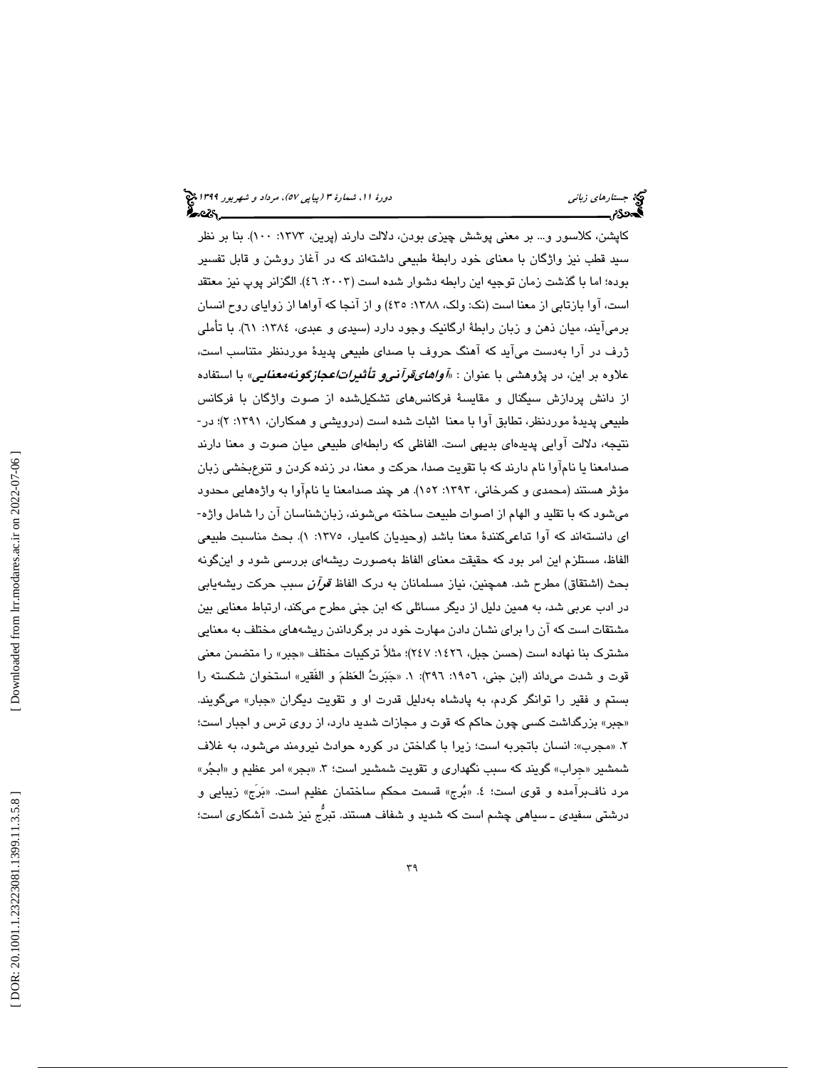کاپشن، کلاسور و... بر معنی پوشش چیزی بودن، دلالت دارند (پرین، ۱۳۷۳: ۱۰۰). بنا بر نظر سید قطب نیز واژگان با معنای خود رابطهٔ طبیعی داشته‌اند که در آغاز روشن و قابل تفسیر بوده؛ اما با گذشت زمان توجیه این رابطه دشوار شده است (۲۰۰۳: ٤٦). الگزانر پوپ نیز معتقد است، آوا بازتابی از معنا است (نک: ولک، ۱۳۸۸: ٤٣٥) و از آنجا که آواها از زوایای روح انسان برمی‌آیند، میان ذهن و زبان رابطهٔ ارگانیک وجود دارد (سیدی و عبدی، ۱۳۸٤: ٦١). با تأملی ژرف در آرا به‌دست می‌آید که آهنگ حروف در آرا به‌دست می‌آید که آهنگ حروف با صدای طبیعی پدیدهٔ موردنظر متناسب است، علاوه بر این، در پژوهشی با عنوان : «*آواهای قرآنی و تأثیرات اعجازگونه معنایی*» با استفاده از دانش پردازش سیگنال و مقایسهٔ فرکانس‌های تشکیل‌شده از صوت واژگان با فرکانس طبیعی پدیدهٔ موردنظر، تطابق آوا با معنا اثبات شده است (درویشی و همکاران، ۱۳۹۱: ۲)؛ در-نتیجه، دلالت آوایی پدیده‌ای بدیهی است. الفاظی که رابطه‌ای طبیعی میان صوت و معنا دارند صدامعنا یا نام‌آوا نام دارند که با تقویت صدا، حرکت و معنا، در زنده کردن و تنوع‌بخشی زبان مؤثر هستند (محمدی و کمرخانی، ۱۳۹۳: ۱۵۲). هر چند صدامعنا یا نام‌آوا به واژه‌هایی محدود می‌شود که با تقلید و الهام از اصوات طبیعت ساخته می‌شوند، زبان‌شناسان آن را شامل واژه-ای دانسته‌اند که آوا تداعی‌کنندهٔ معنا باشد (وحیدیان کامیار، ۱۳۷٥: ۱). بحث مناسبت طبیعی الفاظ، مستلزم این امر بود که حقیقت معنای الفاظ به‌صورت ریشه‌ای بررسی شود و این‌گونه بحث (اشتقاق) مطرح شد. همچنین، نیاز مسلمانان به درک الفاظ *قرآن* سبب حرکت ریشه‌یابی در ادب عربی شد، به همین دلیل از دیگر مسائلی که ابن جنی مطرح می‌کند، ارتباط معنایی بین مشتقات است که آن را برای نشان دادن مهارت خود در برگرداندن ریشه‌های مختلف به معنایی مشترک بنا نهاده است (حسن جبل، ١٤٢٦: ٢٤٧)؛ مثلاً ترکیبات مختلف «جبر» را متضمن معنی قوت و شدت می‌داند (ابن جنی، ١٩٥٦: ٣٩٦): ١. «جَبَرتُ العَظمَ و الفَقیر» استخوان شکسته را بستم و فقیر را توانگر کردم، به پادشاه به‌دلیل قدرت او و تقویت دیگران «جبار» می‌گویند. «جبر» بزرگداشت کسی چون حاکم که قوت و مجازات شدید دارد، از روی ترس و اجبار است؛ ٢. «مجرب»: انسان باتجربه است؛ زیرا با گداختن در کوره حوادث نیرومند می‌شود، به غلاف شمشیر «جِراب» گویند که سبب نگهداری و تقویت شمشیر است؛ ٣. «بجر» امر عظیم و «ابجُر» مرد ناف‌برآمده و قوی است؛ ٤. «بُرج» قسمت محکم ساختمان عظیم است. «بَرَج» زیبایی و درشتی سفیدی ـ سیاهی چشم است که شدید و شفاف هستند. تبرُّج نیز شدت آشکاری است؛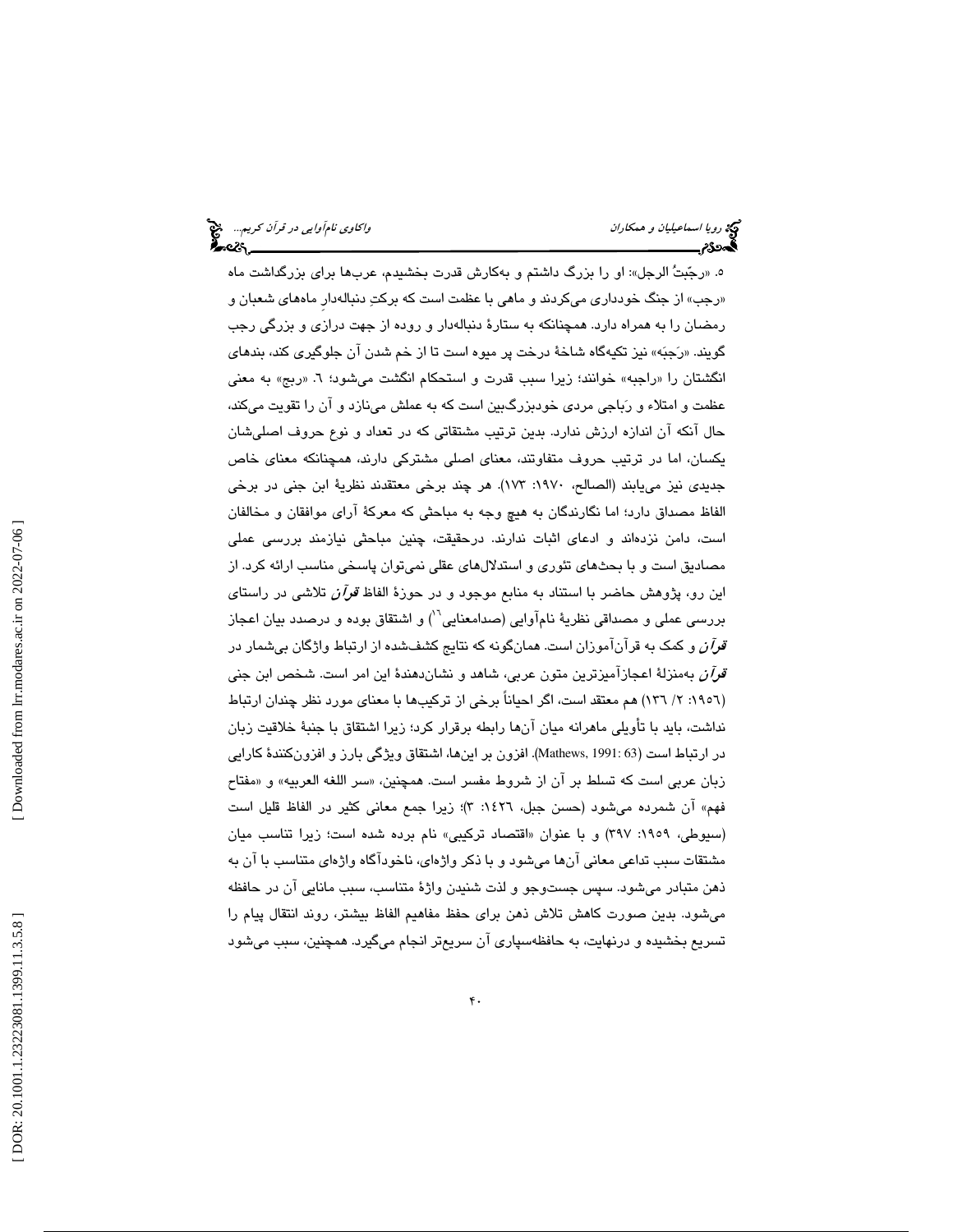۵. «رجّبَتُ الرجل»: او را بزرگ داشتم و به‌کارش قدرت بخشیدم، عرب‌ها برای بزرگداشت ماه «رجب» از جنگ خودداری می‌کردند و ماهی با عظمت است که برکتِ دنباله‌دارِ ماه‌های شعبان و رمضان را به همراه دارد. همچنانکه به ستارهٔ دنباله‌دار و روده از جهت درازی و بزرگی رجب گویند. «رَجبَه» نیز تکیه‌گاه شاخهٔ درخت پر میوه است تا از خم شدن آن جلوگیری کند، بندهای انگشتان را «راجبه» خوانند؛ زیرا سبب قدرت و استحکام انگشت می‌شود؛ ٦. «ربج» به معنی عظمت و امتلاء و رَباجی مردی خودبزرگ‌بین است که به عملش می‌نازد و آن را تقویت می‌کند، حال آنکه آن اندازه ارزش ندارد. بدین ترتیب مشتقاتی که در تعداد و نوع حروف اصلی‌شان یکسان، اما در ترتیب حروف متفاوتند، معنای اصلی مشترکی دارند، همچنانکه معنای خاص جدیدی نیز می‌یابند (الصالح، ۱۹۷۰: ۱۷۳). هر چند برخی معتقدند نظریهٔ ابن جنی در برخی الفاظ مصداق دارد؛ اما نگارندگان به هیچ وجه به مباحثی که معرکهٔ آرای موافقان و مخالفان است، دامن نزده‌اند و ادعای اثبات ندارند. درحقیقت، چنین مباحثی نیازمند بررسی عملی مصادیق است و با بحث‌های تئوری و استدلال‌های عقلی نمی‌توان پاسخی مناسب ارائه کرد. از این رو، پژوهش حاضر با استناد به منابع موجود و در حوزهٔ الفاظ *قرآن* تلاشی در راستای بررسی عملی و مصداقی نظریهٔ نام‌آوایی (صدامعنایی[11]) و اشتقاق بوده و درصدد بیان اعجاز *قرآن* و کمک به قرآن‌آموزان است. همان‌گونه که نتایج کشف‌شده از ارتباط واژگان بی‌شمار در *قرآن* به‌منزلهٔ اعجازآمیزترین متون عربی، شاهد و نشان‌دهندهٔ این امر است. شخص ابن جنی (۱۹۵٦: ۲/ ۱۳٦) هم معتقد است، اگر احیاناً برخی از ترکیب‌ها با معنای مورد نظر چندان ارتباط نداشت، باید با تأویلی ماهرانه میان آن‌ها رابطه برقرار کرد؛ زیرا اشتقاق با جنبهٔ خلاقیت زبان در ارتباط است (Mathews, 1991: 63). افزون بر این‌ها، اشتقاق ویژگی بارز و افزون‌کنندهٔ کارایی زبان عربی است که تسلط بر آن از شروط مفسر است. همچنین، «سر اللغه العربیه» و «مفتاح فهم» آن شمرده می‌شود (حسن جبل، ١٤٢٦: ۳)؛ زیرا جمع معانی کثیر در الفاظ قلیل است (سیوطی، ۱۹۵۹: ۳۹۷) و با عنوان «اقتصاد ترکیبی» نام برده شده است؛ زیرا تناسب میان مشتقات سبب تداعی معانی آن‌ها می‌شود و با ذکر واژه‌ای، ناخودآگاه واژه‌ای متناسب با آن به ذهن متبادر می‌شود. سپس جست‌وجو و لذت شنیدن واژهٔ متناسب، سبب مانایی آن در حافظه می‌شود. بدین صورت کاهش تلاش ذهن برای حفظ مفاهیم الفاظ بیشتر، روند انتقال پیام را تسریع بخشیده و درنهایت، به حافظه‌سپاری آن سریع‌تر انجام می‌گیرد. همچنین، سبب می‌شود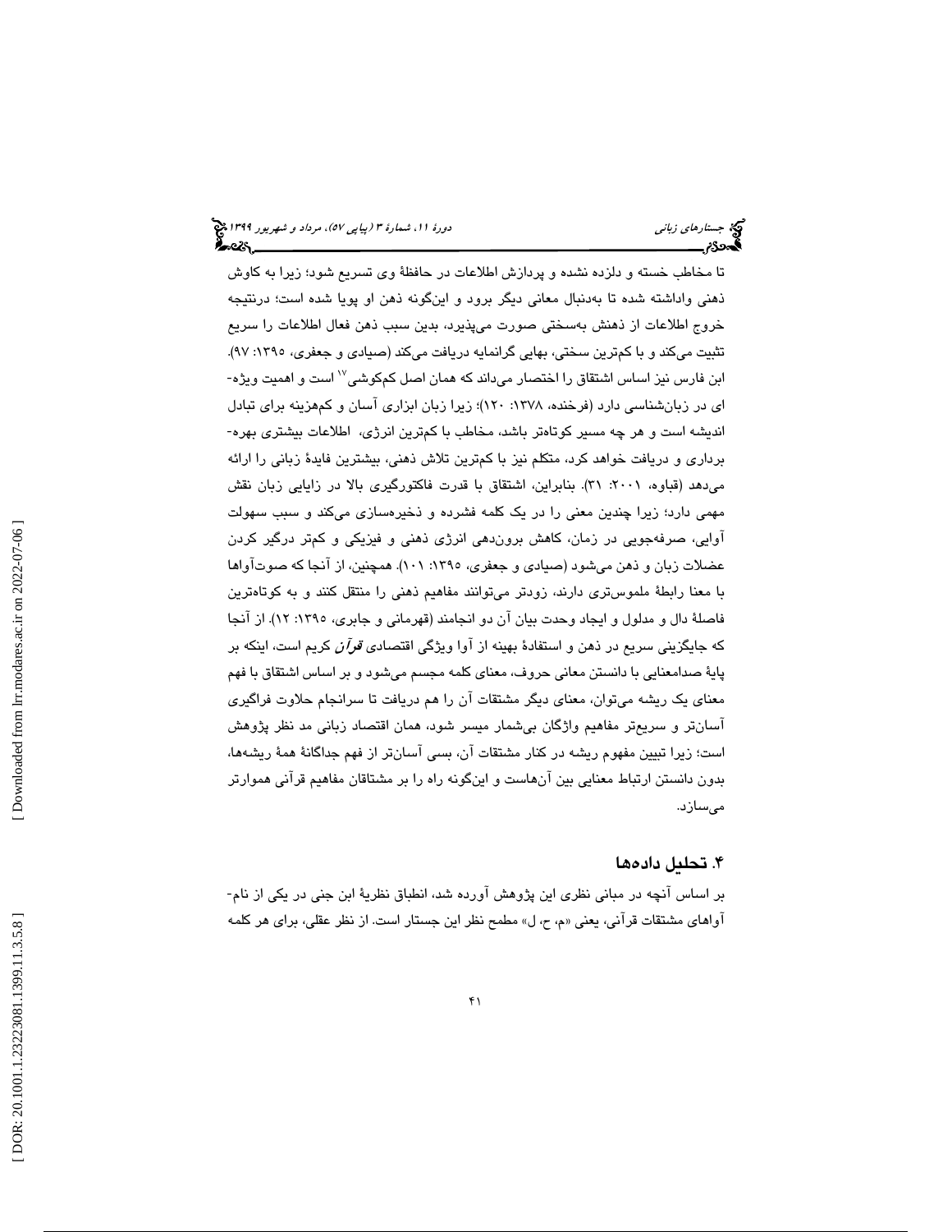تا مخاطب خسته و دلزده نشده و پردازش اطلاعات در حافظهٔ وی تسریع شود؛ زیرا به کاوش ذهنی واداشته شده تا به‌دنبال معانی دیگر برود و این‌گونه ذهن او پویا شده است؛ درنتیجه خروج اطلاعات از ذهنش به‌سختی صورت می‌پذیرد، بدین سبب ذهن فعال اطلاعات را سریع تثبیت می‌کند و با کم‌ترین سختی، بهایی گرانمایه دریافت می‌کند (صیادی و جعفری، ۱۳۹۵: ۹۷). ابن فارس نیز اساس اشتقاق را اختصار می‌داند که همان اصل کم‌کوشی[۱۷] است و اهمیت ویژه‌ای در زبان‌شناسی دارد (فرخنده، ۱۳۷۸: ۱۲۰)؛ زیرا زبان ابزاری آسان و کم‌هزینه برای تبادل اندیشه است و هر چه مسیر کوتاه‌تر باشد، مخاطب با کم‌ترین انرژی، اطلاعات بیشتری بهره‌برداری و دریافت خواهد کرد، متکلم نیز با کم‌ترین تلاش ذهنی، بیشترین فایدهٔ زبانی را ارائه می‌دهد (قباوه، ۲۰۰۱: ۳۱). بنابراین، اشتقاق با قدرت فاکتورگیری بالا در زایایی زبان نقش مهمی دارد؛ زیرا چندین معنی را در یک کلمه فشرده و ذخیره‌سازی می‌کند و سبب سهولت آوایی، صرفه‌جویی در زمان، کاهش برون‌دهی انرژی ذهنی و فیزیکی و کم‌تر درگیر کردن عضلات زبان و ذهن می‌شود (صیادی و جعفری، ۱۳۹۵: ۱۰۱). همچنین، از آنجا که صوت‌آواها با معنا رابطهٔ ملموس‌تری دارند، زودتر می‌توانند مفاهیم ذهنی را منتقل کنند و به کوتاه‌ترین فاصلهٔ دال و مدلول و ایجاد وحدت بیان آن دو انجامند (قهرمانی و جابری، ۱۳۹۵: ۱۲). از آنجا که جایگزینی سریع در ذهن و استفادهٔ بهینه از آوا ویژگی اقتصادی *قرآن* کریم است، اینکه بر پایهٔ صدامعنایی با دانستن معانی حروف، معنای کلمه مجسم می‌شود و بر اساس اشتقاق با فهم معنای یک ریشه می‌توان، معنای دیگر مشتقات آن را هم دریافت تا سرانجام حلاوت فراگیری آسان‌تر و سریع‌تر مفاهیم واژگان بی‌شمار میسر شود، همان اقتصاد زبانی مد نظر پژوهش است؛ زیرا تبیین مفهوم ریشه در کنار مشتقات آن، بسی آسان‌تر از فهم جداگانهٔ همهٔ ریشه‌ها، بدون دانستن ارتباط معنایی بین آن‌هاست و این‌گونه راه را بر مشتاقان مفاهیم قرآنی هموارتر می‌سازد.

## ۴. تحلیل داده‌ها

بر اساس آنچه در مبانی نظری این پژوهش آورده شد، انطباق نظریهٔ ابن جنی در یکی از نام‌آواهای مشتقات قرآنی، یعنی «م، ح، ل» مطمح نظر این جستار است. از نظر عقلی، برای هر کلمه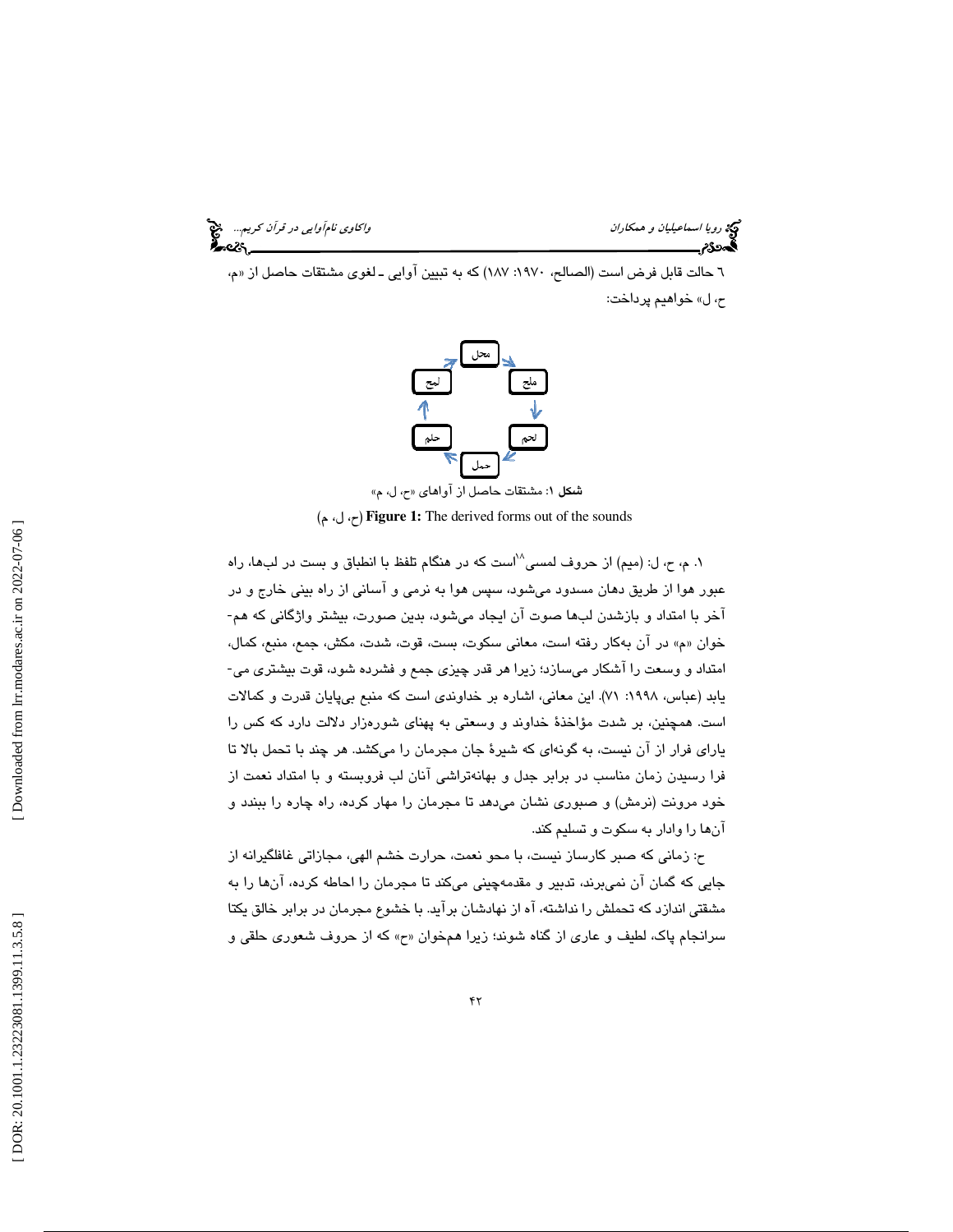٦ حالت قابل فرض است (الصالح، ١٩٧٠: ١٨٧) که به تبیین آوایی ـ لغوی مشتقات حاصل از «م، ح، ل» خواهیم پرداخت:

محل ← ملح ← لحم ← حمل ← حلم ← لمح ← محل

**شکل ۱:** مشتقات حاصل از آواهای «ح، ل، م»

**Figure 1:** The derived forms out of the sounds (ح، ل، م)

۱. م، ح، ل: (میم) از حروف لمسی[18] است که در هنگام تلفظ با انطباق و بست در لب‌ها، راه عبور هوا از طریق دهان مسدود می‌شود، سپس هوا به نرمی و آسانی از راه بینی خارج و در آخر با امتداد و بازشدن لب‌ها صوت آن ایجاد می‌شود، بدین صورت، بیشتر واژگانی که هم‌خوان «م» در آن به‌کار رفته است، معانی سکوت، بست، قوت، شدت، مکش، جمع، منبع، کمال، امتداد و وسعت را آشکار می‌سازد؛ زیرا هر قدر چیزی جمع و فشرده شود، قوت بیشتری می‌یابد (عباس، ۱۹۹۸: ۷۱). این معانی، اشاره بر خداوندی است که منبع بی‌پایان قدرت و کمالات است. همچنین، بر شدت مؤاخذهٔ خداوند و وسعتی به پهنای شوره‌زار دلالت دارد که کس را یارای فرار از آن نیست، به گونه‌ای که شیرهٔ جان مجرمان را می‌کشد. هر چند با تحمل بالا تا فرا رسیدن زمان مناسب در برابر جدل و بهانه‌تراشی آنان لب فروبسته و با امتداد نعمت از خود مرونت (نرمش) و صبوری نشان می‌دهد تا مجرمان را مهار کرده، راه چاره را ببندد و آن‌ها را وادار به سکوت و تسلیم کند.

ح: زمانی که صبر کارساز نیست، با محو نعمت، حرارت خشم الهی، مجازاتی غافلگیرانه از جایی که گمان آن نمی‌برند، تدبیر و مقدمه‌چینی می‌کند تا مجرمان را احاطه کرده، آن‌ها را به مشقتی اندازد که تحملش را نداشته، آه از نهادشان برآید. با خشوع مجرمان در برابر خالق یکتا سرانجام پاک، لطیف و عاری از گناه شوند؛ زیرا هم‌خوان «ح» که از حروف شعوری حلقی و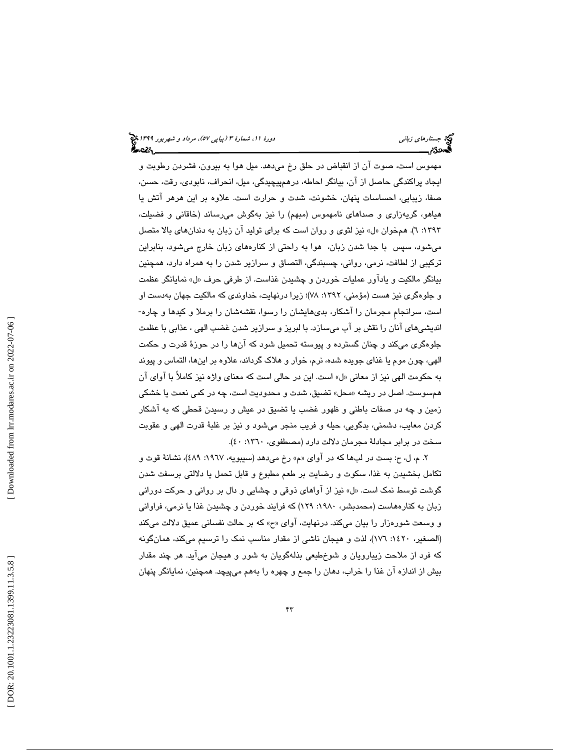مهموس است، صوت آن از انقباض در حلق رخ می‌دهد. میل هوا به بیرون، فشردن رطوبت و ایجاد پراکندگی حاصل از آن، بیانگر احاطه، درهم‌پیچیدگی، میل، انحراف، نابودی، رقت، حسن، صفا، زیبایی، احساسات پنهان، خشونت، شدت و حرارت است. علاوه بر این هرهر آتش یا هیاهو، گریه‌زاری و صداهای نامهموس (مبهم) را نیز به‌گوش می‌رساند (خاقانی و فضیلت، ۱۳۹۳: ٦). هم‌خوان «ل» نیز لثوی و روان است که برای تولید آن زبان به دندان‌های بالا متصل می‌شود، سپس با جدا شدن زبان، هوا به راحتی از کناره‌های زبان خارج می‌شود، بنابراین ترکیبی از لطافت، نرمی، روانی، چسبندگی، التصاق و سرازیر شدن را به همراه دارد، همچنین بیانگر مالکیت و یادآور عملیات خوردن و چشیدن غذاست. از طرفی حرف «ل» نمایانگر عظمت و جلوه‌گری نیز هست (مؤمنی، ۱۳۹۲: ۷۸)؛ زیرا درنهایت، خداوندی که مالکیت جهان به‌دست او است، سرانجامِ مجرمان را آشکار، بدی‌هایشان را رسوا، نقشه‌شان را برملا و کیدها و چاره-اندیشی‌های آنان را نقش بر آب می‌سازد. با لبریز و سرازیر شدن غضب الهی ، عذابی با عظمت جلوه‌گری می‌کند و چنان گسترده و پیوسته تحمیل شود که آن‌ها را در حوزهٔ قدرت و حکمت الهی، چون موم یا غذای جویده شده، نرم، خوار و هلاک گرداند، علاوه بر این‌ها، التماس و پیوند به حکومت الهی نیز از معانی «ل» است. این در حالی است که معنای واژه نیز کاملاً با آوای آن هم‌سوست. اصل در ریشه «محل» تضیق، شدت و محدودیت است، چه در کمی نعمت یا خشکی زمین و چه در صفات باطنی و ظهور غضب یا تضیق در عیش و رسیدن قحطی که به آشکار کردن معایب، دشمنی، بدگویی، حیله و فریب منجر می‌شود و نیز بر غلبهٔ قدرت الهی و عقوبت سخت در برابر مجادلهٔ مجرمان دلالت دارد (مصطفوی، ۱۳٦۰: ٤۰).

۲. م، ل، ح: بست در لب‌ها که در آوای «م» رخ می‌دهد (سیبویه، ۱۹٦۷: ٤۸۹)، نشانهٔ قوت و تکامل بخشیدن به غذا، سکوت و رضایت بر طعم مطبوع و قابل تحمل یا دلالتی برسفت شدن گوشت توسط نمک است. «ل» نیز از آواهای ذوقی و چشایی و دال بر روانی و حرکت دورانی زبان به کناره‌هاست (محمدبشر، ۱۹۸۰: ۱۲۹) که فرایند خوردن و چشیدن غذا یا نرمی، فراوانی و وسعت شوره‌زار را بیان می‌کند. درنهایت، آوای «ح» که بر حالت نفسانی عمیق دلالت می‌کند (الصغیر، ۱٤۲۰: ۱۷٦)، لذت و هیجان ناشی از مقدار مناسب نمک را ترسیم می‌کند، همان‌گونه که فرد از ملاحت زیبارویان و شوخ‌طبعی بذله‌گویان به شور و هیجان می‌آید. هر چند مقدار بیش از اندازه آن غذا را خراب، دهان را جمع و چهره را به‌هم می‌پیچد. همچنین، نمایانگر پنهان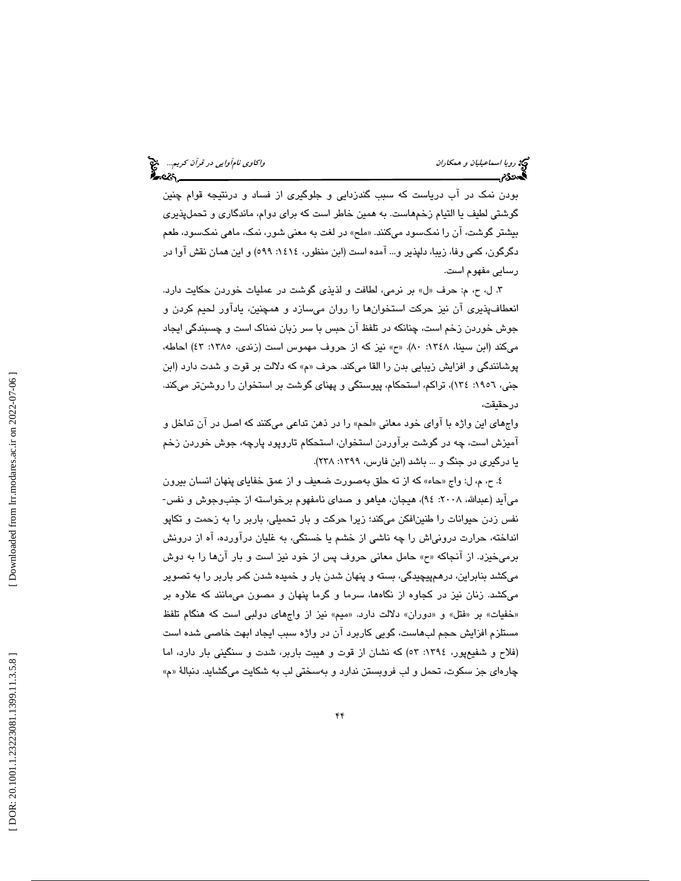بودن نمک در آب دریاست که سبب گندزدایی و جلوگیری از فساد و درنتیجه قوام چنین گوشتی لطیف یا التیام زخم‌هاست. به همین خاطر است که برای دوام، ماندگاری و تحمل‌پذیری بیشتر گوشت، آن را نمک‌سود می‌کنند. «ملح» در لغت به معنی شور، نمک، ماهی نمک‌سود، طعم دگرگون، کمی وفا، زیبا، دلپذیر و... آمده است (ابن منظور، ١٤١٤: ٥٩٩) و این همان نقش آوا در رسایی مفهوم است.

٣. ل، ح، م: حرف «ل» بر نرمی، لطافت و لذیذی گوشت در عملیات خوردن حکایت دارد. انعطاف‌پذیری آن نیز حرکت استخوان‌ها را روان می‌سازد و همچنین، یادآور لحیم کردن و جوش خوردن زخم است، چنانکه در تلفظ آن حبس با سر زبان نمناک است و چسبندگی ایجاد می‌کند (ابن سینا، ١٣٤٨: ٨٠). «ح» نیز که از حروف مهموس است (زندی، ١٣٨٥: ٤٣) احاطه، پوشانندگی و افزایش زیبایی بدن را القا می‌کند. حرف «م» که دلالت بر قوت و شدت دارد (ابن جنی، ١٩٥٦: ١٣٤)، تراکم، استحکام، پیوستگی و پهنای گوشت بر استخوان را روشن‌تر می‌کند. درحقیقت،

واج‌های این واژه با آوای خود معانی «لحم» را در ذهن تداعی می‌کنند که اصل در آن تداخل و آمیزش است، چه در گوشت برآوردن استخوان، استحکام تاروپود پارچه، جوش خوردن زخم یا درگیری در جنگ و ... باشد (ابن فارس، ١٣٩٩: ٢٣٨).

٤. ح، م، ل: واج «حاء» که از ته حلق به‌صورت ضعیف و از عمق خفایای پنهان انسان بیرون می‌آید (عبدالله، ٢٠٠٨: ٩٤)، هیجان، هیاهو و صدای نامفهوم برخواسته از جنب‌وجوش و نفس-نفس زدن حیوانات را طنین‌افکن می‌کند؛ زیرا حرکت و بار تحمیلی، باربر را به زحمت و تکاپو انداخته، حرارت درونی‌اش را چه ناشی از خشم یا خستگی، به غلیان درآورده، آه از درونش برمی‌خیزد. از آنجاکه «ح» حامل معانی حروف پس از خود نیز است و بار آن‌ها را به دوش می‌کشد بنابراین، درهم‌پیچیدگی، بسته و پنهان شدن بار و خمیده شدن کمر باربر را به تصویر می‌کشد. زنان نیز در کجاوه از نگاه‌ها، سرما و گرما پنهان و مصون می‌مانند که علاوه بر «خفیات» بر «فتل» و «دوران» دلالت دارد. «میم» نیز از واج‌های دولبی است که هنگام تلفظ مستلزم افزایش حجم لب‌هاست، گویی کاربرد آن در واژه سبب ایجاد ابهت خاصی شده است (فلاح و شفیع‌پور، ١٣٩٤: ٥٣) که نشان از قوت و هیبت باربر، شدت و سنگینی بار دارد، اما چاره‌ای جز سکوت، تحمل و لب فروبستن ندارد و به‌سختی لب به شکایت می‌گشاید. دنبالهٔ «م»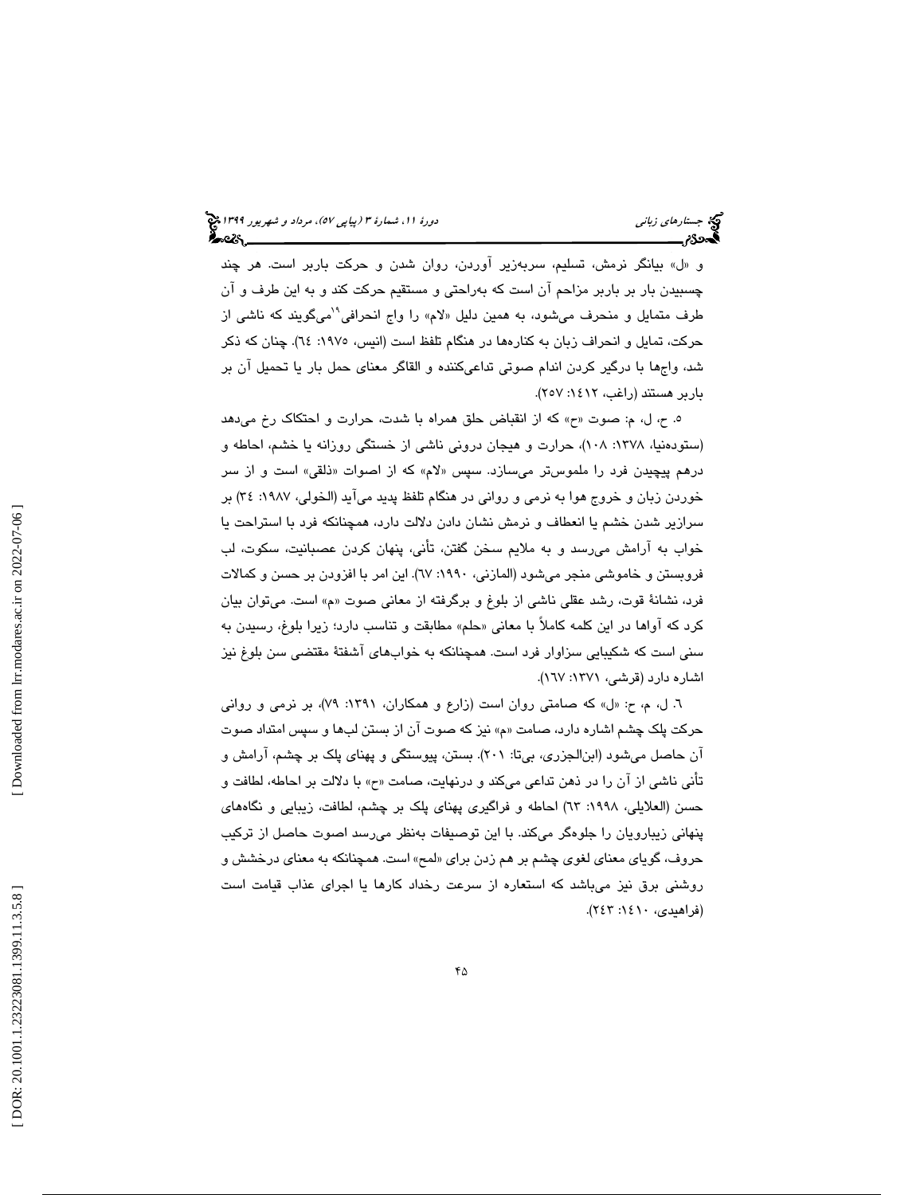و «ل» بیانگر نرمش، تسلیم، سربه‌زیر آوردن، روان شدن و حرکت باربر است. هر چند چسبیدن بار بر باربر مزاحم آن است که به‌راحتی و مستقیم حرکت کند و به این طرف و آن طرف متمایل و منحرف می‌شود، به همین دلیل «لام» را واج انحرافی[۱۹] می‌گویند که ناشی از حرکت، تمایل و انحراف زبان به کناره‌ها در هنگام تلفظ است (انیس، ۱۹۷۵: ٦٤). چنان که ذکر شد، واج‌ها با درگیر کردن اندام صوتی تداعی‌کننده و القاگر معنای حمل بار یا تحمیل آن بر باربر هستند (راغب، ۱٤۱۲: ۲٥۷).

٥. ح، ل، م: صوت «ح» که از انقباض حلق همراه با شدت، حرارت و احتکاک رخ می‌دهد (ستوده‌نیا، ۱۳۷۸: ۱۰۸)، حرارت و هیجان درونی ناشی از خستگی روزانه یا خشم، احاطه و درهم پیچیدن فرد را ملموس‌تر می‌سازد. سپس «لام» که از اصوات «ذلقی» است و از سر خوردن زبان و خروج هوا به نرمی و روانی در هنگام تلفظ پدید می‌آید (الخولی، ۱۹۸۷: ۳٤) بر سرازیر شدن خشم یا انعطاف و نرمش نشان دادن دلالت دارد، همچنانکه فرد با استراحت یا خواب به آرامش می‌رسد و به ملایم سخن گفتن، تأنی، پنهان کردن عصبانیت، سکوت، لب فروبستن و خاموشی منجر می‌شود (المازنی، ۱۹۹۰: ٦۷). این امر با افزودن بر حسن و کمالات فرد، نشانهٔ قوت، رشد عقلی ناشی از بلوغ و برگرفته از معانی صوت «م» است. می‌توان بیان کرد که آواها در این کلمه کاملاً با معانی «حلم» مطابقت و تناسب دارد؛ زیرا بلوغ، رسیدن به سنی است که شکیبایی سزاوار فرد است. همچنانکه به خواب‌های آشفتهٔ مقتضی سن بلوغ نیز اشاره دارد (قرشی، ۱۳۷۱: ۱٦۷).

٦. ل، م، ح: «ل» که صامتی روان است (زارع و همکاران، ۱۳۹۱: ۷۹)، بر نرمی و روانی حرکت پلک چشم اشاره دارد، صامت «م» نیز که صوت آن از بستن لب‌ها و سپس امتداد صوت آن حاصل می‌شود (ابن‌الجزری، بی‌تا: ۲۰۱). بستن، پیوستگی و پهنای پلک بر چشم، آرامش و تأنی ناشی از آن را در ذهن تداعی می‌کند و درنهایت، صامت «ح» با دلالت بر احاطه، لطافت و حسن (العلایلی، ۱۹۹۸: ٦۳) احاطه و فراگیری پهنای پلک بر چشم، لطافت، زیبایی و نگاه‌های پنهانی زیبارویان را جلوه‌گر می‌کند. با این توصیفات به‌نظر می‌رسد اصوت حاصل از ترکیب حروف، گویای معنای لغوی چشم بر هم زدن برای «لمح» است. همچنانکه به معنای درخشش و روشنی برق نیز می‌باشد که استعاره از سرعت رخداد کارها یا اجرای عذاب قیامت است (فراهیدی، ۱٤۱۰: ۲٤۳).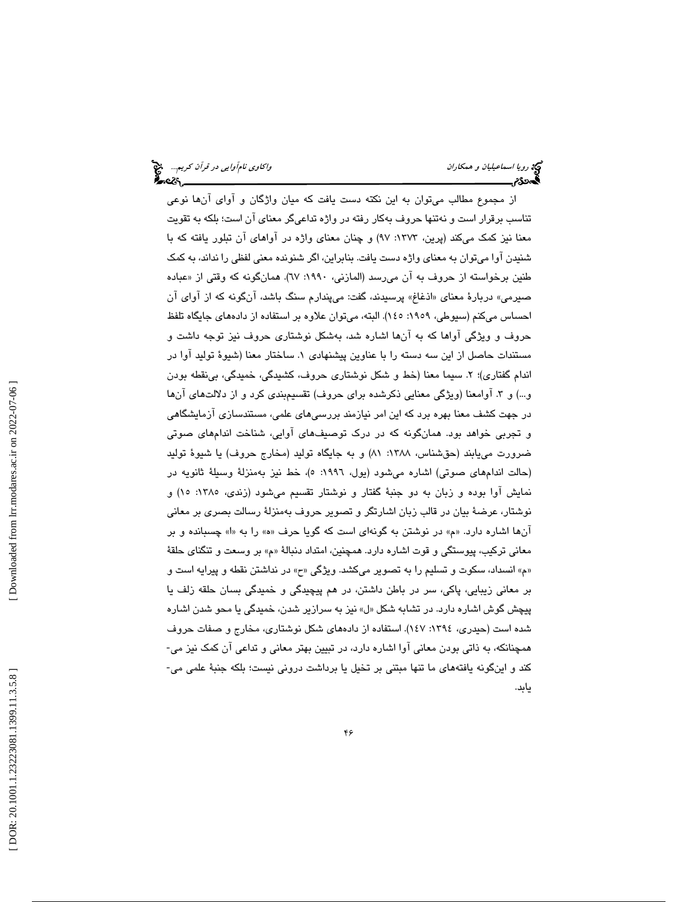از مجموع مطالب می‌توان به این نکته دست یافت که میان واژگان و آوای آن‌ها نوعی تناسب برقرار است و نه‌تنها حروف به‌کار رفته در واژه تداعی‌گر معنای آن است؛ بلکه به تقویت معنا نیز کمک می‌کند (پرین، ١٣٧٣: ٩٧) و چنان معنای واژه در آواهای آن تبلور یافته که با شنیدن آوا می‌توان به معنای واژه دست یافت. بنابراین، اگر شنونده معنی لفظی را نداند، به کمک طنین برخواسته از حروف به آن می‌رسد (المازنی، ١٩٩٠: ٦٧). همان‌گونه که وقتی از «عباده صیرمی» دربارهٔ معنای «اذغاغ» پرسیدند، گفت: می‌پندارم سنگ باشد، آن‌گونه که از آوای آن احساس می‌کنم (سیوطی، ١٩٥٩: ١٤٥). البته، می‌توان علاوه بر استفاده از داده‌های جایگاه تلفظ حروف و ویژگی آواها که به آن‌ها اشاره شد، به‌شکل نوشتاری حروف نیز توجه داشت و مستندات حاصل از این سه دسته را با عناوین پیشنهادی ١. ساختار معنا (شیوهٔ تولید آوا در اندام گفتاری)؛ ٢. سیما معنا (خط و شکل نوشتاری حروف، کشیدگی، خمیدگی، بی‌نقطه بودن و...) و ٣. آوامعنا (ویژگی معنایی ذکرشده برای حروف) تقسیم‌بندی کرد و از دلالت‌های آن‌ها در جهت کشف معنا بهره برد که این امر نیازمند بررسی‌های علمی، مستندسازی آزمایشگاهی و تجربی خواهد بود. همان‌گونه که در درک توصیف‌های آوایی، شناخت اندام‌های صوتی ضرورت می‌یابند (حق‌شناس، ١٣٨٨: ٨١) و به جایگاه تولید (مخارج حروف) یا شیوهٔ تولید (حالت اندام‌های صوتی) اشاره می‌شود (یول، ١٩٩٦: ٥)، خط نیز به‌منزلهٔ وسیلهٔ ثانویه در نمایش آوا بوده و زبان به دو جنبهٔ گفتار و نوشتار تقسیم می‌شود (زندی، ١٣٨٥: ١٥) و نوشتار، عرضهٔ بیان در قالب زبان اشارتگر و تصویر حروف به‌منزلهٔ رسالت بصری بر معانی آن‌ها اشاره دارد. «م» در نوشتن به گونه‌ای است که گویا حرف «ه» را به «ا» چسبانده و بر معانی ترکیب، پیوستگی و قوت اشاره دارد. همچنین، امتداد دنبالهٔ «م» بر وسعت و تنگنای حلقهٔ «م» انسداد، سکوت و تسلیم را به تصویر می‌کشد. ویژگی «ح» در نداشتن نقطه و پیرایه است و بر معانی زیبایی، پاکی، سر در باطن داشتن، در هم پیچیدگی و خمیدگی بسان حلقه زلف یا پیچش گوش اشاره دارد. در تشابه شکل «ل» نیز به سرازیر شدن، خمیدگی یا محو شدن اشاره شده است (حیدری، ١٣٩٤: ١٤٧). استفاده از داده‌های شکل نوشتاری، مخارج و صفات حروف همچنانکه، به ذاتی بودن معانی آوا اشاره دارد، در تبیین بهتر معانی و تداعی آن کمک نیز می‌کند و این‌گونه یافته‌های ما تنها مبتنی بر تخیل یا برداشت درونی نیست؛ بلکه جنبهٔ علمی می‌یابد.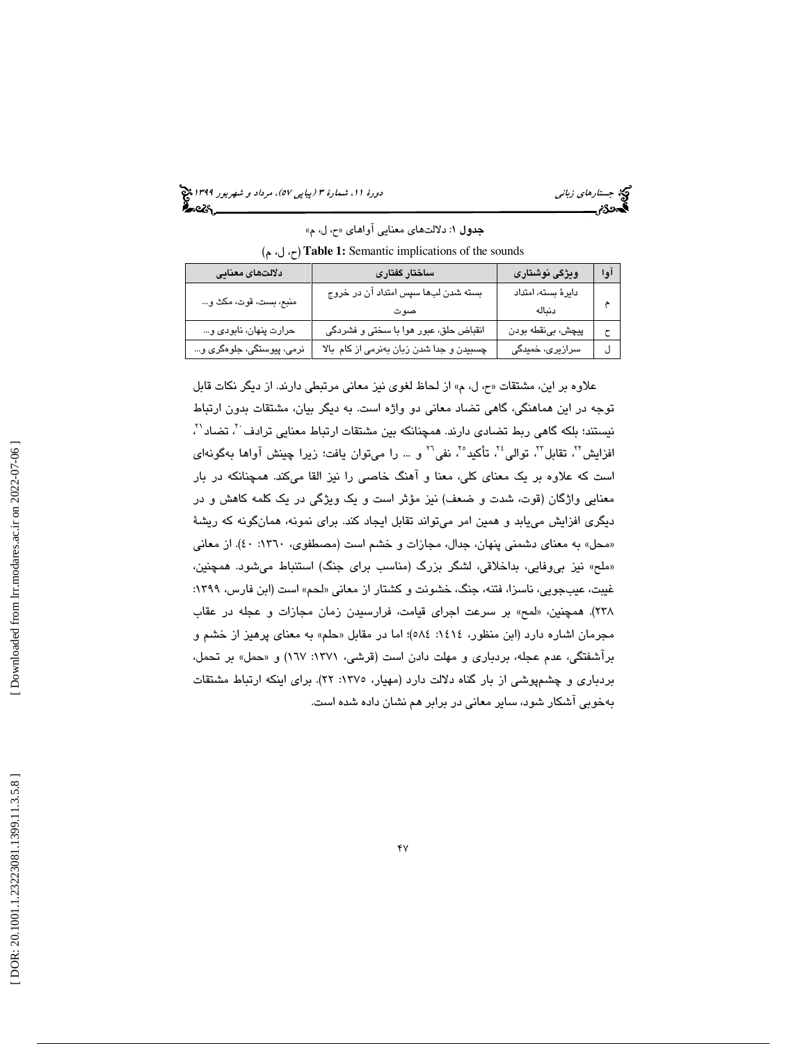**جدول ۱**: دلالت‌های معنایی آواهای «ح، ل، م»

**Table 1:** Semantic implications of the sounds (ح، ل، م)

| آوا | ویژگی نوشتاری | ساختار گفتاری | دلالت‌های معنایی |
|---|---|---|---|
| م | دایرۀ بسته، امتداد دنباله | بسته شدن لب‌ها سپس امتداد آن در خروج صوت | منبع، بست، قوت، مکث و... |
| ح | پیچش، بی‌نقطه بودن | انقباض حلق، عبور هوا با سختی و فشردگی | حرارت پنهان، نابودی و... |
| ل | سرازیری، خمیدگی | چسبیدن و جدا شدن زبان به‌نرمی از کام بالا | نرمی، پیوستگی، جلوه‌گری و... |

علاوه بر این، مشتقات «ح، ل، م» از لحاظ لغوی نیز معانی مرتبطی دارند. از دیگر نکات قابل توجه در این هماهنگی، گاهی تضاد معانی دو واژه است. به دیگر بیان، مشتقات بدون ارتباط نیستند؛ بلکه گاهی ربط تضادی دارند. همچنانکه بین مشتقات ارتباط معنایی ترادف[20]، تضاد[21]، افزایش[22]، تقابل[23]، توالی[24]، تأکید[25]، نفی[26] و ... را می‌توان یافت؛ زیرا چینش آواها به‌گونه‌ای است که علاوه بر یک معنای کلی، معنا و آهنگ خاصی را نیز القا می‌کند. همچنانکه در بار معنایی واژگان (قوت، شدت و ضعف) نیز مؤثر است و یک ویژگی در یک کلمه کاهش و در دیگری افزایش می‌یابد و همین امر می‌تواند تقابل ایجاد کند. برای نمونه، همان‌گونه که ریشۀ «محل» به معنای دشمنی پنهان، جدال، مجازات و خشم است (مصطفوی، ۱۳۶۰: ٤٠). از معانی «ملح» نیز بی‌وفایی، بداخلاقی، لشگر بزرگ (مناسب برای جنگ) استنباط می‌شود. همچنین، غیبت، عیب‌جویی، ناسزا، فتنه، جنگ، خشونت و کشتار از معانی «لحم» است (ابن فارس، ۱۳۹۹: ۲۳۸). همچنین، «لمح» بر سرعت اجرای قیامت، فرارسیدن زمان مجازات و عجله در عقاب مجرمان اشاره دارد (ابن منظور، ١٤١٤: ٥٨٤)؛ اما در مقابل «حلم» به معنای پرهیز از خشم و برآشفتگی، عدم عجله، بردباری و مهلت دادن است (قرشی، ۱۳۷۱: ١٦٧) و «حمل» بر تحمل، بردباری و چشم‌پوشی از بار گناه دلالت دارد (مهیار، ۱۳۷۵: ۲۲). برای اینکه ارتباط مشتقات به‌خوبی آشکار شود، سایر معانی در برابر هم نشان داده شده است.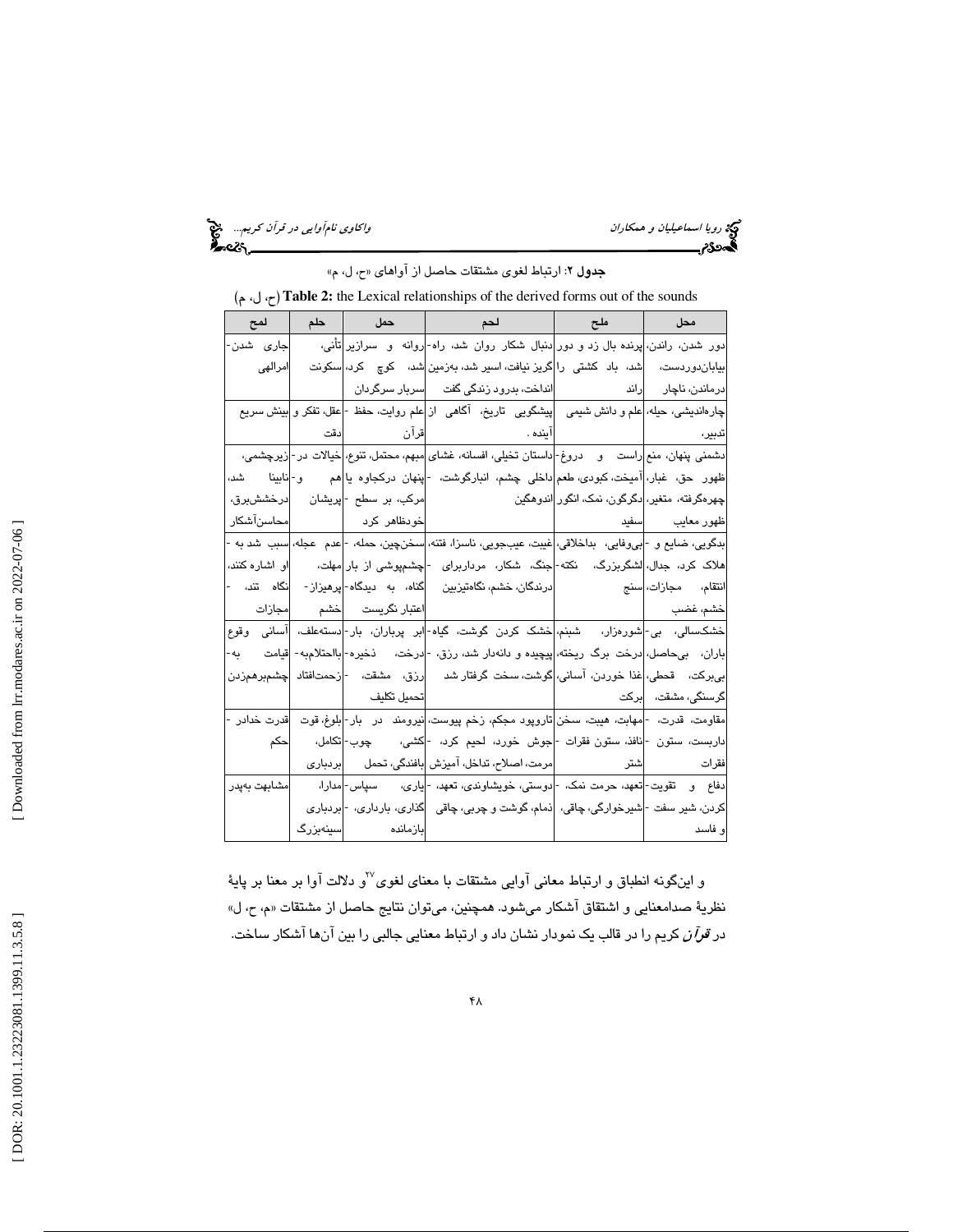**جدول ۲**: ارتباط لغوی مشتقات حاصل از آواهای «ح، ل، م»

**Table 2:** the Lexical relationships of the derived forms out of the sounds (ح، ل، م)

| محل | ملح | لحم | حمل | حلم | لمح |
| --- | --- | --- | --- | --- | --- |
| دور شدن، راندن، بیابان‌دوردست، درماندن، ناچار | پرنده بال زد و دور شد، باد کشتی را راند | دنبال شکار روان شد، راه‌گریز نیافت، اسیر شد، به‌زمین انداخت، بدرود زندگی گفت | روانه و سرازیر شد، کوچ کرد، سربار سرگردان | تأنی، سکونت | جاری شدن-امرالهی |
| چاره‌اندیشی، حیله، تدبیر، | علم و دانش شیمی | پیشگویی تاریخ، آگاهی از آینده . | علم روایت، حفظ - قرآن | عقل، تفکر و دقت | بینش سریع |
| دشمنی پنهان، منع ظهور حق، غبار، چهره‌گرفته، متغیر، ظهور معایب | راست و دروغ- آمیخت، کبودی، طعم دگرگون، نمک، انگور سفید | داستان تخیلی، افسانه، غشای داخلی چشم، انبارگوشت، اندوهگین | مبهم، محتمل، تنوع، -پنهان درکجاوه یا مرکب، بر سطح - خودظاهر کرد | خیالات در-هم و- پریشان | زیرچشمی، نابینا شد، درخشش‌برق، محاسن‌آشکار |
| بدگویی، ضایع و - هلاک کرد، جدال، انتقام، مجازات، خشم، غضب | بی‌وفایی، بداخلاقی، لشگربزرگ، نکته- سنج | غیبت، عیب‌جویی، ناسزا، فتنه، جنگ، شکار، مرداربرای درندگان، خشم، نگاه‌تیزبین | سخن‌چین، حمله، - چشم‌پوشی از بار گناه، به دیدگاه- اعتبار نگریست | عدم عجله، مهلت، پرهیزاز- خشم | سبب شد به - او اشاره کنند، نگاه تند، - مجازات |
| خشکسالی، بی- باران، بی‌حاصل، بی‌برکت، قحطی، گرسنگی، مشقت، | شوره‌زار، شبنم، درخت برگ ریخته، غذا خوردن، آسانی، برکت | خشک کردن گوشت، گیاه- پیچیده و دانه‌دار شد، رزق، گوشت، سخت گرفتار شد | ابر پرباران، بار- درخت، ذخیره- رزق، مشقت، - تحمیل تکلیف | دسته‌علف، بالاحتلام‌به- زحمت‌افتاد | آسانی وقوع قیامت به- چشم‌برهم‌زدن |
| مقاومت، قدرت، - داربست، ستون - فقرات | مهابت، هیبت، سخن نافذ، ستون فقرات - شتر | تاروپود مجکم، زخم پیوست، جوش خورد، لحیم کرد، - مرمت، اصلاح، تداخل، آمیزش | نیرومند در بار- کشی، چوب- بافندگی، تحمل | بلوغ، قوت - تکامل، بردباری | قدرت خدادر - حکم |
| دفاع و تقویت- کردن، شیر سفت - و فاسد | تعهد، حرمت نمک، - شیرخوارگی، چاقی، | دوستی، خویشاوندی، تعهد، - ذمام، گوشت و چربی، چاقی | یاری، سپاس- گذاری، بارداری، - بازمانده | مدارا، بردباری سینه‌بزرگ | مشابهت به‌پدر |

و این‌گونه انطباق و ارتباط معانی آوایی مشتقات با معنای لغوی[۲۷] و دلالت آوا بر معنا بر پایهٔ نظریهٔ صدامعنایی و اشتقاق آشکار می‌شود. همچنین، می‌توان نتایج حاصل از مشتقات «م، ح، ل» در *قرآن* کریم را در قالب یک نمودار نشان داد و ارتباط معنایی جالبی را بین آن‌ها آشکار ساخت.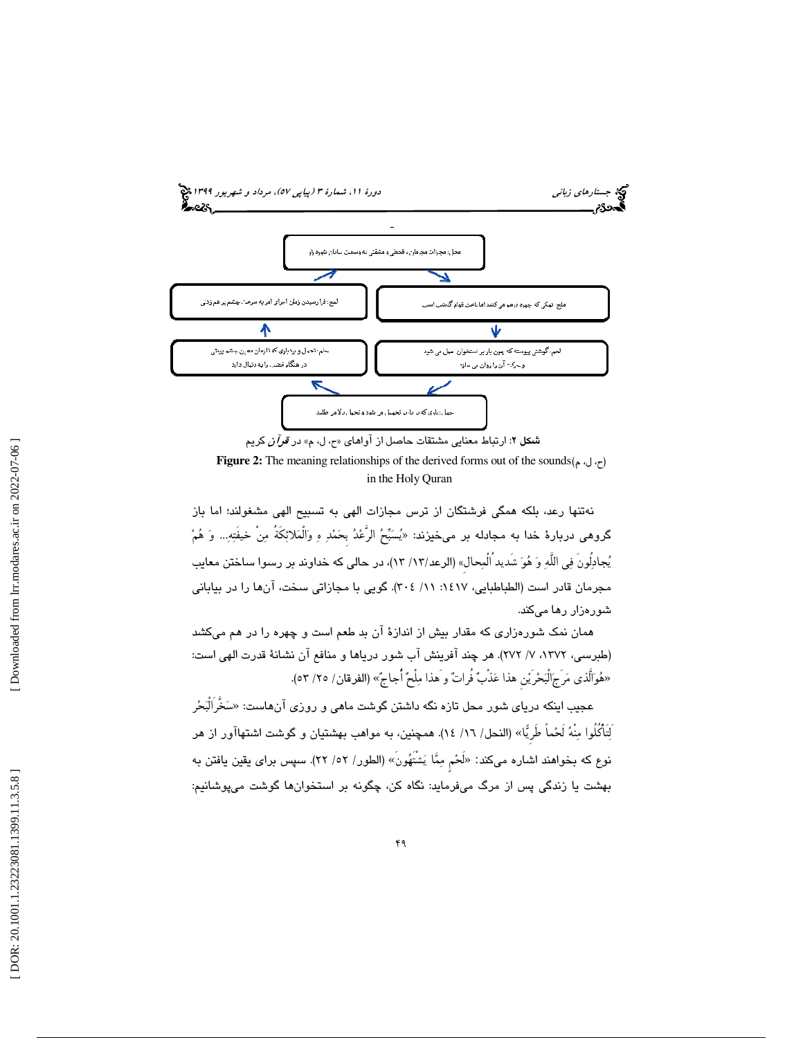محال: مجازات مجرمان، قحطی و مشقتی به وسعت بیابان شوره زار

ملح: نمکی که چهره در هم می کشد اما باعث دوام گوشت است

لحم: گوشتی پیوسته که چون بار بر استخوان حمل می شود و سرکه آن را روان می سازد

حمل: باری که در دنیا بر تحمیل می شود و تحمل دلالت طلبد

حلم: تحمل و بردباری که تا زمان معین چشم پوشی در هنگام غضب را به دنبال دارد

لمح: فرا رسیدن زمان اجرای امر به سرعت چشم بر هم زدنی

**شکل ۲**: ارتباط معنایی مشتقات حاصل از آواهای «ح، ل، م» در ***قرآن*** کریم

**Figure 2:** The meaning relationships of the derived forms out of the sounds(ح، ل، م) in the Holy Quran

نه‌تنها رعد، بلکه همگی فرشتگان از ترس مجازات الهی به تسبیح الهی مشغولند؛ اما باز گروهی دربارهٔ خدا به مجادله بر می‌خیزند: «یُسَبِّحُ الرَّعْدُ بِحَمْدِهِ وَالْمَلائِکَةُ مِنْ خیفَتِهِ... وَ هُمْ یُجادِلُونَ فِی اللَّهِ وَ هُوَ شَدیدُ الْمِحالِ» (الرعد/۱۳/ ۱۳)، در حالی که خداوند بر رسوا ساختن معایب مجرمان قادر است (الطباطبایی، ۱۴۱۷: ۱۱/ ۳۰۴). گویی با مجازاتی سخت، آن‌ها را در بیابانی شوره‌زار رها می‌کند.

همان نمک شوره‌زاری که مقدار بیش از اندازهٔ آن بد طعم است و چهره را در هم می‌کشد (طبرسی، ۱۳۷۲، ۷/ ۲۷۲). هر چند آفرینش آب شور دریاها و منافع آن نشانهٔ قدرت الهی است: «هُوَالَّذی مَرَجَ‌الْبَحْرَیْنِ هذا عَذْبٌ فُراتٌ وَ هذا مِلْحٌ أُجاجٌ» (الفرقان/ ۲۵/ ۵۳).

عجیب اینکه دریای شور محل تازه نگه داشتن گوشت ماهی و روزی آن‌هاست: «سَخَّرَ‌الْبَحْرَ لِتَأْکُلُوا مِنْهُ لَحْماً طَرِیًّا» (النحل/ ۱۶/ ۱۴). همچنین، به مواهب بهشتیان و گوشت اشتهاآور از هر نوع که بخواهند اشاره می‌کند: «لَحْمٍ مِمَّا یَشْتَهُونَ» (الطور/ ۵۲/ ۲۲). سپس برای یقین یافتن به بهشت یا زندگی پس از مرگ می‌فرماید: نگاه کن، چگونه بر استخوان‌ها گوشت می‌پوشانیم: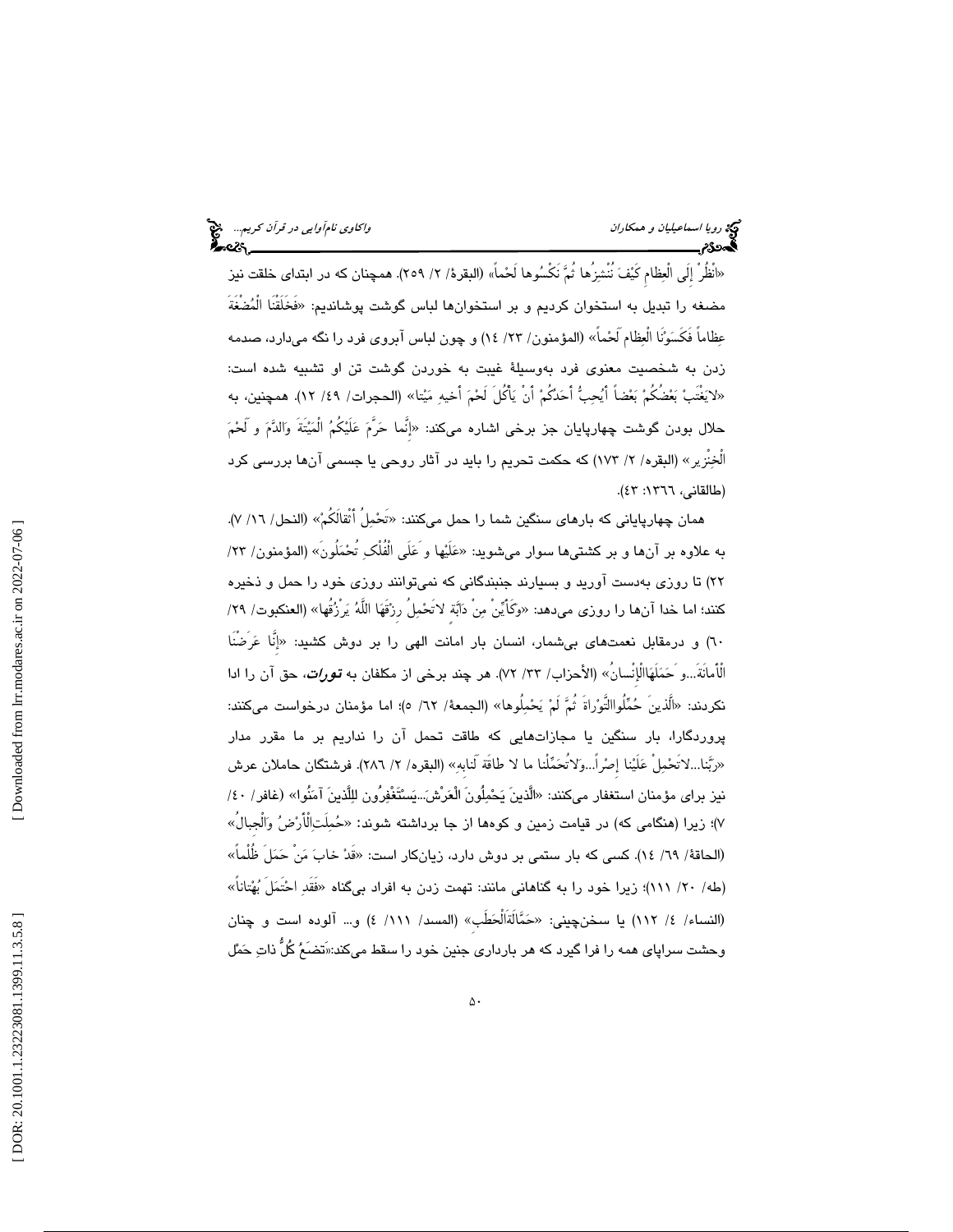«انْظُرْ إِلَى الْعِظامِ كَيْفَ نُنْشِزُها ثُمَّ نَكْسُوها لَحْماً» (البقرة/ ۲/ ۲۵۹). همچنان که در ابتدای خلقت نیز مضغه را تبدیل به استخوان کردیم و بر استخوان‌ها لباس گوشت پوشاندیم: «فَخَلَقْنَا الْمُضْغَةَ عِظاماً فَکَسَوْنَا الْعِظامَ لَحْماً» (المؤمنون/ ۲۳/ ۱٤) و چون لباس آبروی فرد را نگه می‌دارد، صدمه زدن به شخصیت معنوی فرد به‌وسیلهٔ غیبت به خوردن گوشت تن او تشبیه شده است: «لایَغْتَبْ بَعْضُکُمْ بَعْضاً أَیُحِبُّ أَحَدُکُمْ أَنْ یَأْکُلَ لَحْمَ أَخیهِ مَیْتا» (الحجرات/ ٤۹/ ۱۲). همچنین، به حلال بودن گوشت چهارپایان جز برخی اشاره می‌کند: «إِنَّما حَرَّمَ عَلَیْکُمُ الْمَیْتَةَ وَالدَّمَ و لَحْمَ الْخِنْزیر» (البقره/ ۲/ ۱۷۳) که حکمت تحریم را باید در آثار روحی یا جسمی آن‌ها بررسی کرد (طالقانی، ۱۳٦٦: ٤۳).

همان چهارپایانی که بارهای سنگین شما را حمل می‌کنند: «تَحْمِلُ أَثْقالَکُمْ» (النحل/ ۱٦/ ۷). به علاوه بر آن‌ها و بر کشتی‌ها سوار می‌شوید: «عَلَیْها و عَلَی الْفُلْکِ تُحْمَلُون» (المؤمنون/ ۲۳/ ۲۲) تا روزی به‌دست آورید و بسیارند جنبندگانی که نمی‌توانند روزی خود را حمل و ذخیره کنند؛ اما خدا آن‌ها را روزی می‌دهد: «وَکَأَیِّنْ مِنْ دَابَّةٍ لاتَحْمِلُ رِزْقَهَا اللَّهُ یَرْزُقُها» (العنکبوت/ ۲۹/ ٦۰) و درمقابل نعمت‌های بی‌شمار، انسان بار امانت الهی را بر دوش کشید: «إِنَّا عَرَضْنَا الْأَمانَةَ...و حَمَلَهَاالْإِنْسانُ» (الأحزاب/ ۳۳/ ۷۲). هر چند برخی از مکلفان به ***تورات***، حق آن را ادا نکردند: «الَّذینَ حُمِّلُواالتَّوْراةَ ثُمَّ لَمْ یَحْمِلُوها» (الجمعهٔ/ ٦۲/ ٥)؛ اما مؤمنان درخواست می‌کنند: پروردگارا، بار سنگین یا مجازات‌هایی که طاقت تحمل آن را نداریم بر ما مقرر مدار «رَبَّنا...لاتَحْمِلْ عَلَیْنا إِصْراً...ولاتُحَمِّلْنا ما لا طاقَةَ لَنابِهِ» (البقره/ ۲/ ۲۸٦). فرشتگان حاملان عرش نیز برای مؤمنان استغفار می‌کنند: «الَّذینَ یَحْمِلُونَ الْعَرْشَ...یَسْتَغْفِرُونَ لِلَّذینَ آمَنُوا» (غافر/ ٤۰/ ۷)؛ زیرا (هنگامی که) در قیامت زمین و کوه‌ها از جا برداشته شوند: «حُمِلَتِالْأَرْضُ وَالْجِبالُ» (الحاقهٔ/ ٦۹/ ۱٤). کسی که بار ستمی بر دوش دارد، زیان‌کار است: «قَدْ خابَ مَنْ حَمَلَ ظُلْماً» (طه/ ۲۰/ ۱۱۱)؛ زیرا خود را به گناهانی مانند: تهمت زدن به افراد بی‌گناه «فَقَدِ احْتَمَلَ بُهْتاناً» (النساء/ ٤/ ۱۱۲) یا سخن‌چینی: «حَمَّالَةَالْحَطَبِ» (المسد/ ۱۱۱/ ٤) و... آلوده است و چنان وحشت سراپای همه را فرا گیرد که هر بارداری جنین خود را سقط می‌کند:«تَضَعُ کُلُّ ذاتِ حَمْل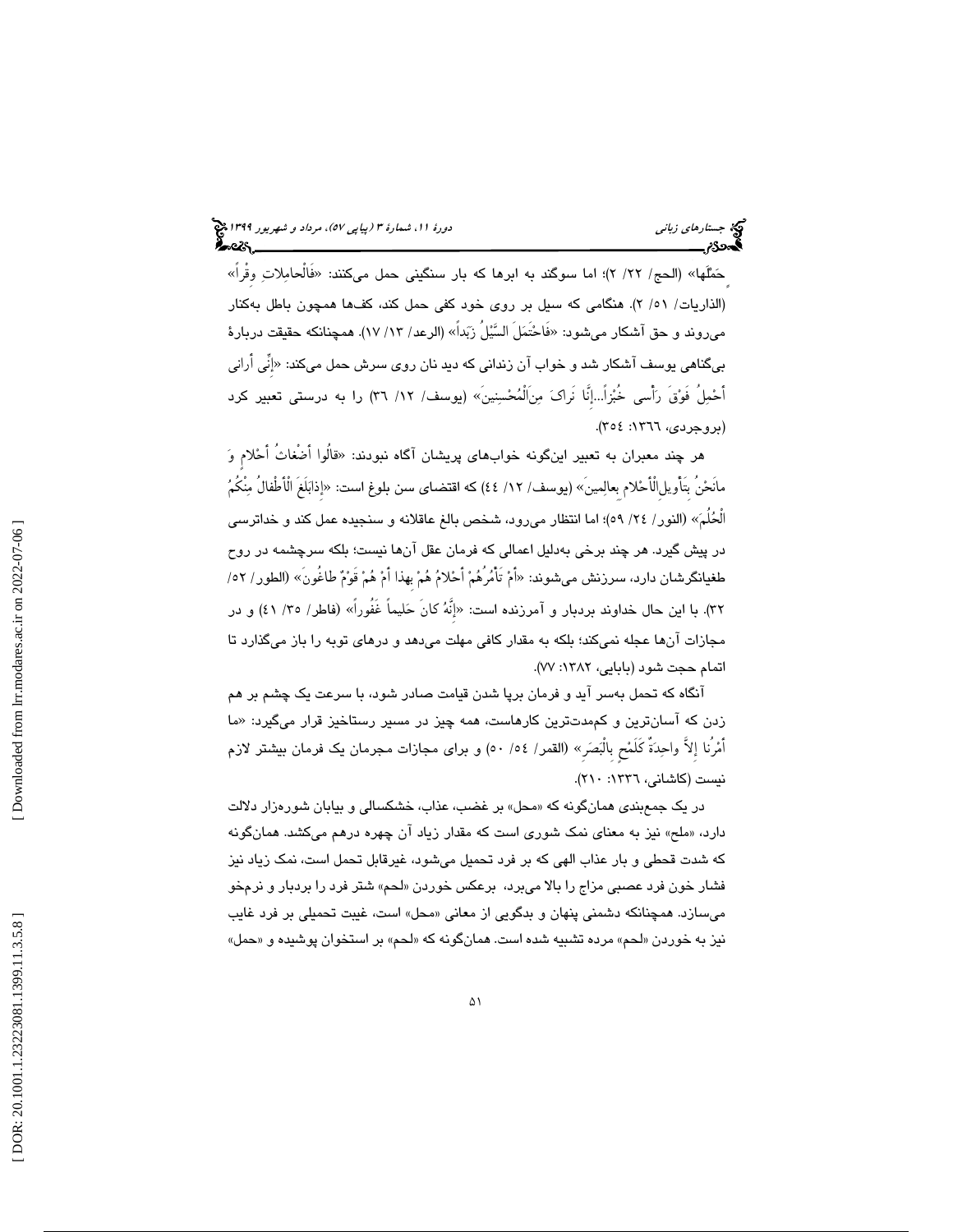حَمَلِّها» (الحج/ ۲۲/ ۲)؛ اما سوگند به ابرها که بار سنگینی حمل می‌کنند: «فَالْحامِلاتِ وِقْراً» (الذاریات/ ۵۱/ ۲). هنگامی که سیل بر روی خود کفی حمل کند، کف‌ها همچون باطل به‌کنار می‌روند و حق آشکار می‌شود: «فَاحْتَمَلَ السَّیْلُ زَبَداً» (الرعد/ ۱۳/ ۱۷). همچنانکه حقیقت دربارهٔ بی‌گناهی یوسف آشکار شد و خواب آن زندانی که دید نان روی سرش حمل می‌کند: «إِنِّی أَرانی أَحْمِلُ فَوْقَ رَأْسی خُبْزاً...إِنَّا نَراکَ مِنَ‌الْمُحْسِنینَ» (یوسف/ ۱۲/ ۳۶) را به درستی تعبیر کرد (بروجردی، ۱۳۶۶: ۳۵۴).

هر چند معبران به تعبیر این‌گونه خواب‌های پریشان آگاه نبودند: «قالُوا أَضْغاثُ أَحْلامٍ وَ مانَحْنُ بِتَأْویلِ‌الْأَحْلامِ بِعالِمینَ» (یوسف/ ۱۲/ ۴۴) که اقتضای سن بلوغ است: «إِذابَلَغَ الْأَطْفالُ مِنْکُمُ الْحُلُمَ» (النور/ ۲۴/ ۵۹)؛ اما انتظار می‌رود، شخص بالغ عاقلانه و سنجیده عمل کند و خداترسی در پیش گیرد. هر چند برخی به‌دلیل اعمالی که فرمان عقل آن‌ها نیست؛ بلکه سرچشمه در روح طغیانگرشان دارد، سرزنش می‌شوند: «أَمْ تَأْمُرُهُمْ أَحْلامُ هُمْ بِهذا أَمْ هُمْ قَوْمٌ طاغُونَ» (الطور/ ۵۲/ ۳۲). با این حال خداوند بردبار و آمرزنده است: «إِنَّهُ کانَ حَلیماً غَفُوراً» (فاطر/ ۳۵/ ۴۱) و در مجازات آن‌ها عجله نمی‌کند؛ بلکه به مقدار کافی مهلت می‌دهد و درهای توبه را باز می‌گذارد تا اتمام حجت شود (بابایی، ۱۳۸۲: ۷۷).

آنگاه که تحمل به‌سر آید و فرمان برپا شدن قیامت صادر شود، با سرعت یک چشم بر هم زدن که آسان‌ترین و کم‌مدت‌ترین کارهاست، همه چیز در مسیر رستاخیز قرار می‌گیرد: «ما أَمْرُنا إِلاَّ واحِدَةٌ کَلَمْحٍ بِالْبَصَرِ» (القمر/ ۵۴/ ۵۰) و برای مجازات مجرمان یک فرمان بیشتر لازم نیست (کاشانی، ۱۳۳۶: ۲۱۰).

در یک جمع‌بندی همان‌گونه که «محل» بر غضب، عذاب، خشکسالی و بیابان شوره‌زار دلالت دارد، «ملح» نیز به معنای نمک شوری است که مقدار زیاد آن چهره درهم می‌کشد. همان‌گونه که شدت قحطی و بار عذاب الهی که بر فرد تحمیل می‌شود، غیرقابل تحمل است، نمک زیاد نیز فشار خون فرد عصبی مزاج را بالا می‌برد، برعکس خوردن «لحم» شتر فرد را بردبار و نرم‌خو می‌سازد. همچنانکه دشمنی پنهان و بدگویی از معانی «محل» است، غیبت تحمیلی بر فرد غایب نیز به خوردن «لحم» مرده تشبیه شده است. همان‌گونه که «لحم» بر استخوان پوشیده و «حمل»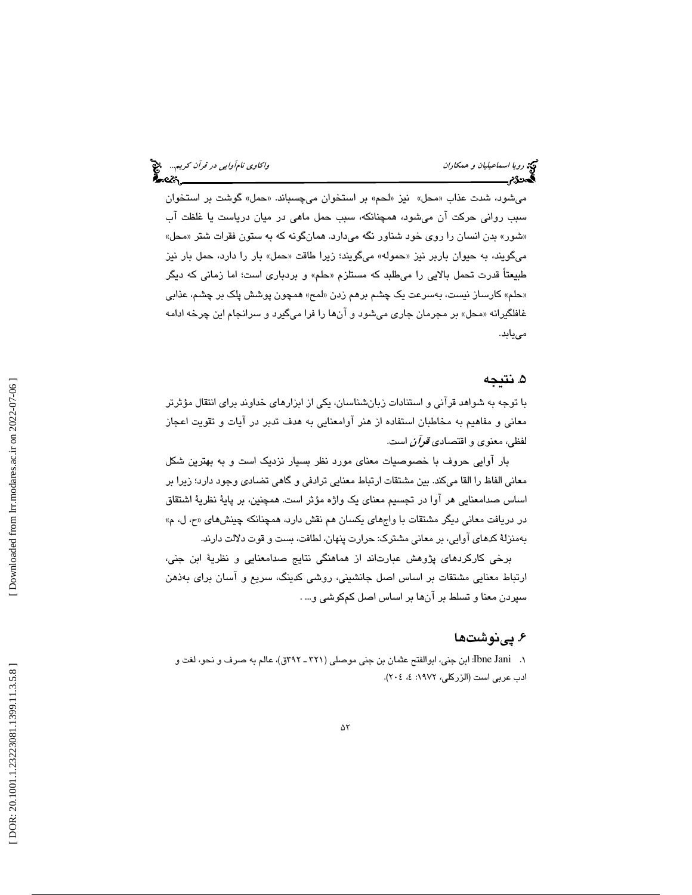می‌شود، شدت عذاب «محل» نیز «لحم» بر استخوان می‌چسباند. «حمل» گوشت بر استخوان سبب روانی حرکت آن می‌شود، همچنانکه، سبب حمل ماهی در میان دریاست یا غلظت آب «شور» بدن انسان را روی خود شناور نگه می‌دارد. همان‌گونه که به ستون فقرات شتر «محل» می‌گویند، به حیوان باربر نیز «حموله» می‌گویند؛ زیرا طاقت «حمل» بار را دارد، حمل بار نیز طبیعتاً قدرت تحمل بالایی را می‌طلبد که مستلزم «حلم» و بردباری است؛ اما زمانی که دیگر «حلم» کارساز نیست، به‌سرعت یک چشم برهم زدن «لمح» همچون پوشش پلک بر چشم، عذابی غافلگیرانه «محل» بر مجرمان جاری می‌شود و آن‌ها را فرا می‌گیرد و سرانجام این چرخه ادامه می‌یابد.

## ۵. نتیجه

با توجه به شواهد قرآنی و استنادات زبان‌شناسان، یکی از ابزارهای خداوند برای انتقال مؤثرتر معانی و مفاهیم به مخاطبان استفاده از هنر آوامعنایی به هدف تدبر در آیات و تقویت اعجاز لفظی، معنوی و اقتصادی *قرآن* است.

بار آوایی حروف با خصوصیات معنای مورد نظر بسیار نزدیک است و به بهترین شکل معانی الفاظ را القا می‌کند. بین مشتقات ارتباط معنایی ترادفی و گاهی تضادی وجود دارد؛ زیرا بر اساس صدامعنایی هر آوا در تجسیم معنای یک واژه مؤثر است. همچنین، بر پایهٔ نظریهٔ اشتقاق در دریافت معانی دیگر مشتقات با واج‌های یکسان هم نقش دارد، همچنانکه چینش‌های «ح، ل، م» به‌منزلهٔ کدهای آوایی، بر معانی مشترک: حرارت پنهان، لطافت، بست و قوت دلالت دارند.

برخی کارکردهای پژوهش عبارت‌اند از هماهنگی نتایج صدامعنایی و نظریهٔ ابن جنی، ارتباط معنایی مشتقات بر اساس اصل جانشینی، روشی کدینگ، سریع و آسان برای به‌ذهن سپردن معنا و تسلط بر آن‌ها بر اساس اصل کم‌کوشی و... .

## ۶. پی‌نوشت‌ها

۱. Ibne Jani: ابن جنی، ابوالفتح عثمان بن جنی موصلی (۳۲۱ ـ ۳۹۲ق)، عالم به صرف و نحو، لغت و ادب عربی است (الزرکلی، ۱۹۷۲: ٤، ۲۰٤).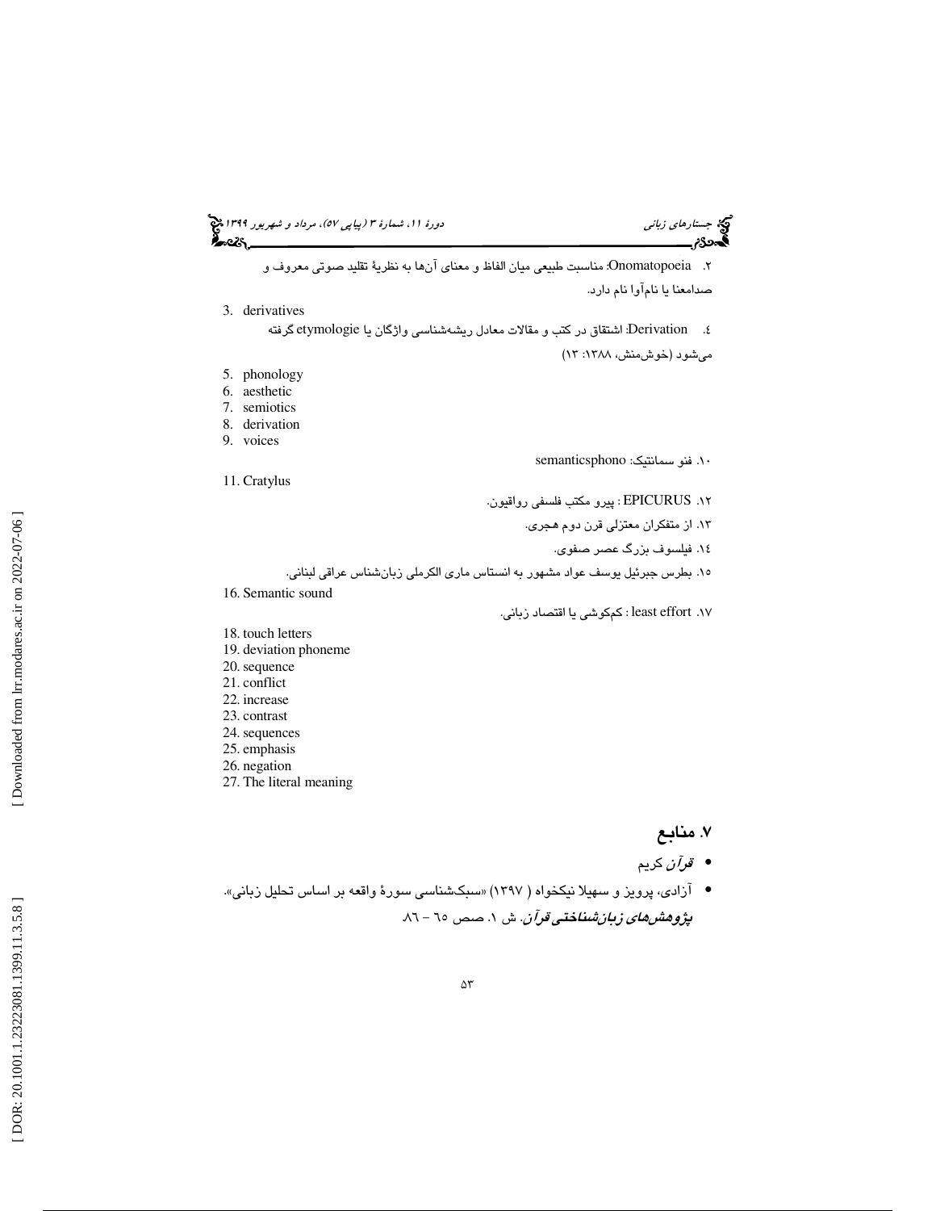۲. Onomatopoeia: مناسبت طبیعی میان الفاظ و معنای آن‌ها به نظریهٔ تقلید صوتی معروف و صدامعنا یا نام‌آوا نام دارد.

3. derivatives

٤. Derivation: اشتقاق در کتب و مقالات معادل ریشه‌شناسی واژگان یا etymologie گرفته می‌شود (خوش‌منش، ۱۳۸۸: ۱۳)

5. phonology
6. aesthetic
7. semiotics
8. derivation
9. voices

۱۰. فنو سمانتیک: semanticsphono

11. Cratylus

۱۲. EPICURUS : پیرو مکتب فلسفی رواقیون.

۱۳. از متفکران معتزلی قرن دوم هجری.

۱٤. فیلسوف بزرگ عصر صفوی.

۱٥. بطرس جبرئیل یوسف عواد مشهور به انستاس ماری الکرملی زبان‌شناس عراقی لبنانی.

16. Semantic sound

۱۷. least effort : کم‌کوشی یا اقتصاد زبانی.

18. touch letters
19. deviation phoneme
20. sequence
21. conflict
22. increase
23. contrast
24. sequences
25. emphasis
26. negation
27. The literal meaning

## ۷. منابع

- *قرآن* کریم
- آزادی، پرویز و سهیلا نیکخواه ( ۱۳۹۷) «سبک‌شناسی سورهٔ واقعه بر اساس تحلیل زبانی». ***پژوهش‌های زبان‌شناختی قرآن***. ش ۱. صص ٦٥ – ۸٦.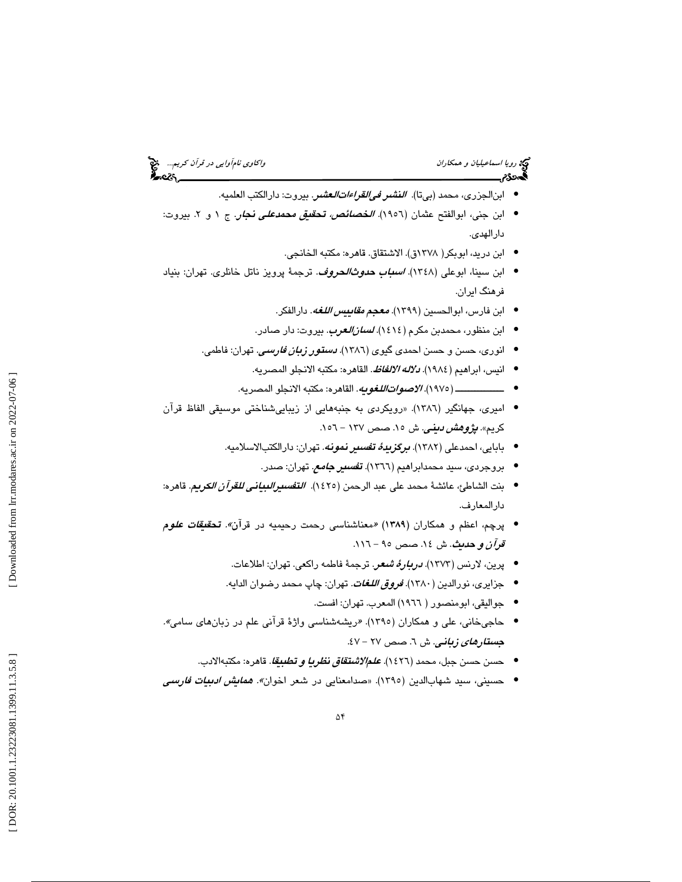- ابن‌الجزری، محمد (بی‌تا). ***النشر فی‌القراءات‌العشر***. بیروت: دارالکتب العلمیه.
- ابن جنی، ابوالفتح عثمان (١٩٥٦). ***الخصائص، تحقیق محمدعلی نجار***. ج ١ و ٢. بیروت: دارالهدی.
- ابن درید، ابوبکر( ١٣٧٨ق). الاشتقاق. قاهره: مکتبه الخانجی.
- ابن سینا، ابوعلی (١٣٤٨). ***اسباب حدوث‌الحروف***. ترجمهٔ پرویز ناتل خانلری. تهران: بنیاد فرهنگ ایران.
- ابن فارس، ابوالحسین (١٣٩٩). ***معجم مقاییس اللغه***. دارالفکر.
- ابن منظور، محمدبن مکرم (١٤١٤). ***لسان‌العرب***. بیروت: دار صادر.
- انوری، حسن و حسن احمدی گیوی (١٣٨٦). ***دستور زبان فارسی***. تهران: فاطمی.
- انیس، ابراهیم (١٩٨٤). ***دلاله الالفاظ***. القاهره: مکتبه الانجلو المصریه.
- ـــــــــــــ (١٩٧٥). ***الاصوات‌اللغویه***. القاهره: مکتبه الانجلو المصریه.
- امیری، جهانگیر (١٣٨٦). «رویکردی به جنبه‌هایی از زیبایی‌شناختی موسیقی الفاظ قرآن کریم». ***پژوهش دینی***. ش ١٥. صص ١٣٧ – ١٥٦.
- بابایی، احمدعلی (١٣٨٢). ***برگزیدهٔ تفسیر نمونه***. تهران: دارالکتب‌الاسلامیه.
- بروجردی، سید محمدابراهیم (١٣٦٦). ***تفسیر جامع***. تهران: صدر.
- بنت الشاطئ، عائشهٔ محمد علی عبد الرحمن (١٤٢٥). ***التفسیرالبیانی للقرآن الکریم***. قاهره: دارالمعارف.
- پرچم، اعظم و همکاران (**١٣٨٩**) «معناشناسی رحمت رحیمیه در قرآن». ***تحقیقات علوم قرآن و حدیث***. ش ١٤. صص ٩٥ – ١١٦.
- پرین، لارنس (١٣٧٣). ***دربارهٔ شعر***. ترجمهٔ فاطمه راکعی. تهران: اطلاعات.
- جزایری، نورالدین (١٣٨٠). ***فروق اللغات***. تهران: چاپ محمد رضوان الدایه.
- جوالیقی، ابومنصور ( ١٩٦٦) المعرب. تهران: افست.
- حاجی‌خانی، علی و همکاران (١٣٩٥). «ریشه‌شناسی واژهٔ قرآنی علم در زبان‌های سامی». ***جستارهای زبانی***. ش ٦. صص ٢٧ – ٤٧.
- حسن حسن جبل، محمد (١٤٢٦). ***علم‌الاشتقاق نظریا و تطبیقا***. قاهره: مکتبه‌الادب.
- حسینی، سید شهاب‌الدین (١٣٩٥). «صدامعنایی در شعر اخوان». ***همایش ادبیات فارسی***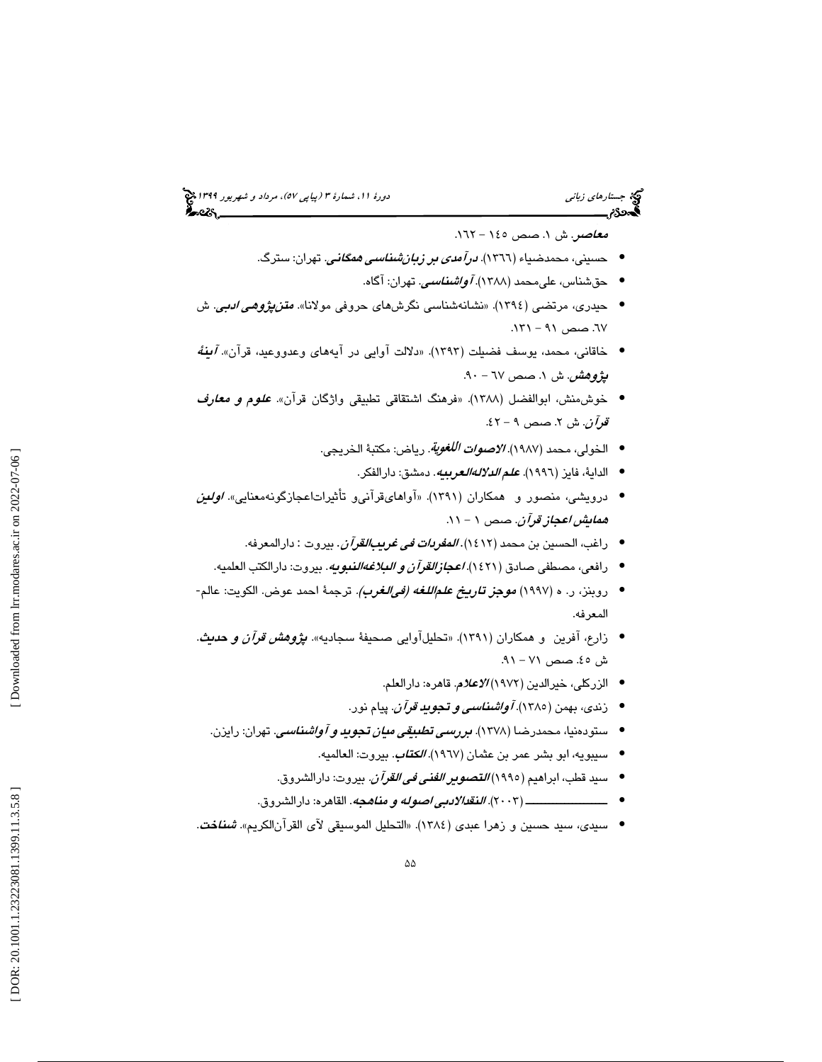***معاصر***. ش ۱. صص ۱٤٥ – ۱٦۲.

- حسینی، محمدضیاء (۱۳٦٦). ***درآمدی بر زبان‌شناسی همگانی***. تهران: سترگ.
- حق‌شناس، علی‌محمد (۱۳۸۸). ***آواشناسی***. تهران: آگاه.
- حیدری، مرتضی (۱۳۹٤). «نشانه‌شناسی نگرش‌های حروفی مولانا». ***متن‌پژوهی ادبی***. ش ٦۷. صص ۹۱ – ۱۳۱.
- خاقانی، محمد، یوسف فضیلت (۱۳۹۳). «دلالت آوایی در آیه‌های وعدووعید، قرآن». ***آینهٔ پژوهش***. ش ۱. صص ٦۷ – ۹۰.
- خوش‌منش، ابوالفضل (۱۳۸۸). «فرهنگ اشتقاقی تطبیقی واژگان قرآن». ***علوم و معارف قرآن***. ش ۲. صص ۹ – ٤۲.
- الخولی، محمد (۱۹۸۷). ***الاصوات اللغویة***. ریاض: مکتبة الخریجی.
- الدایة، فایز (۱۹۹٦). ***علم الدلالةالعربیه***. دمشق: دارالفکر.
- درویشی، منصور و همکاران (۱۳۹۱). «آواهای‌قرآنی‌و تأثیرات‌اعجازگونه‌معنایی». ***اولین همایش اعجاز قرآن***. صص ۱ – ۱۱.
- راغب، الحسین بن محمد (۱٤۱۲). ***المفردات فی غریب‌القرآن***. بیروت : دارالمعرفه.
- رافعی، مصطفی صادق (۱٤۲۱). ***اعجازالقرآن و البلاغه‌النبویه***. بیروت: دارالکتب العلمیه.
- روبنز، ر. ه (۱۹۹۷) ***موجز تاریخ علم‌اللغه (فی‌الغرب)***. ترجمهٔ احمد عوض. الکویت: عالم-المعرفه.
- زارع، آفرین و همکاران (۱۳۹۱). «تحلیل‌آوایی صحیفهٔ سجادیه». ***پژوهش قرآن و حدیث***. ش ٤٥. صص ۷۱ – ۹۱.
- الزرکلی، خیرالدین (۱۹۷۲) ***الاعلام***. قاهره: دارالعلم.
- زندی، بهمن (۱۳۸٥). ***آواشناسی و تجوید قرآن***. پیام نور.
- ستوده‌نیا، محمدرضا (۱۳۷۸). ***بررسی تطبیقی میان تجوید و آواشناسی***. تهران: رایزن.
- سیبویه، ابو بشر عمر بن عثمان (۱۹٦۷). ***الکتاب***. بیروت: العالمیه.
- سید قطب، ابراهیم (۱۹۹٥) ***التصویر الفنی فی القرآن***. بیروت: دارالشروق.
- ـــــــــــــــ (۲۰۰۳). ***النقدالادبی اصوله و مناهجه***. القاهره: دارالشروق.
- سیدی، سید حسین و زهرا عبدی (۱۳۸٤). «التحلیل الموسیقی لآی القرآن‌الکریم». ***شناخت***.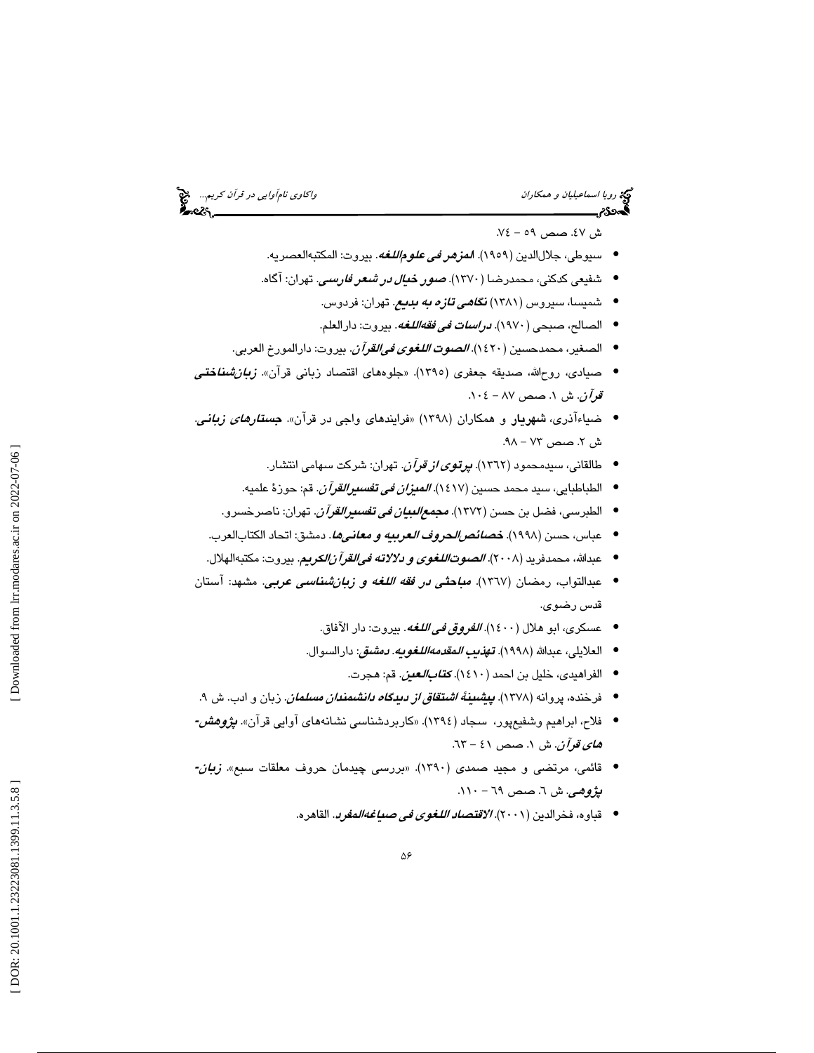ش ٤٧. صص ٥٩ – ٧٤.

- سیوطی، جلال‌الدین (١٩٥٩). ***المزهر فی علوم‌اللغه***. بیروت: المکتبه‌العصریه.
- شفیعی کدکنی، محمدرضا (١٣٧٠). ***صور خیال در شعر فارسی***. تهران: آگاه.
- شمیسا، سیروس (١٣٨١) ***نگاهی تازه به بدیع***. تهران: فردوس.
- الصالح، صبحی (١٩٧٠). ***دراسات فی فقه‌اللغه***. بیروت: دارالعلم.
- الصغیر، محمدحسین (١٤٢٠). ***الصوت اللغوی فی‌القرآن***. بیروت: دارالمورخ العربی.
- صیادی، روح‌الله، صدیقه جعفری (١٣٩٥). «جلوه‌های اقتصاد زبانی قرآن». ***زبان‌شناختی قرآن***. ش ١. صص ٨٧ – ١٠٤.
- ضیاءآذری، **شهریار** و همکاران (١٣٩٨) «فرایندهای واجی در قرآن». ***جستارهای زبانی***. ش ٢. صص ٧٣ – ٩٨.
- طالقانی، سیدمحمود (١٣٦٢). ***پرتوی از قرآن***. تهران: شرکت سهامی انتشار.
- الطباطبایی، سید محمد حسین (١٤١٧). ***المیزان فی تفسیرالقرآن***. قم: حوزهٔ علمیه.
- الطبرسی، فضل بن حسن (١٣٧٢). ***مجمع‌البیان فی تفسیرالقرآن***. تهران: ناصرخسرو.
- عباس، حسن (١٩٩٨). ***خصائص‌الحروف العربیه و معانی‌ها***. دمشق: اتحاد الکتاب‌العرب.
- عبدالله، محمدفرید (٢٠٠٨). ***الصوت‌اللغوی و دلالاته فی‌القرآن‌الکریم***. بیروت: مکتبه‌الهلال.
- عبدالتواب، رمضان (١٣٦٧). ***مباحثی در فقه اللغه و زبان‌شناسی عربی***. مشهد: آستان قدس رضوی.
- عسکری، ابو هلال (١٤٠٠). ***الفروق فی اللغه***. بیروت: دار الآفاق.
- العلایلی، عبدالله (١٩٩٨). ***تهذیب المقدمه‌اللغویه. دمشق***: دارالسوال.
- الفراهیدی، خلیل بن احمد (١٤١٠). ***کتاب‌العین***. قم: هجرت.
- فرخنده، پروانه (١٣٧٨). ***پیشینهٔ اشتقاق از دیدگاه دانشمندان مسلمان***. زبان و ادب. ش ٩.
- فلاح، ابراهیم وشفیع‌پور، سجاد (١٣٩٤). «کاربردشناسی نشانه‌های آوایی قرآن». ***پژوهش‌های قرآن***. ش ١. صص ٤١ – ٦٣.
- قائمی، مرتضی و مجید صمدی (١٣٩٠). «بررسی چیدمان حروف معلقات سبع». ***زبان‌پژوهی***. ش ٦. صص ٦٩ – ١١٠.
- قباوه، فخرالدین (٢٠٠١). ***الاقتصاد اللغوی فی صیاغه‌المفرد***. القاهره.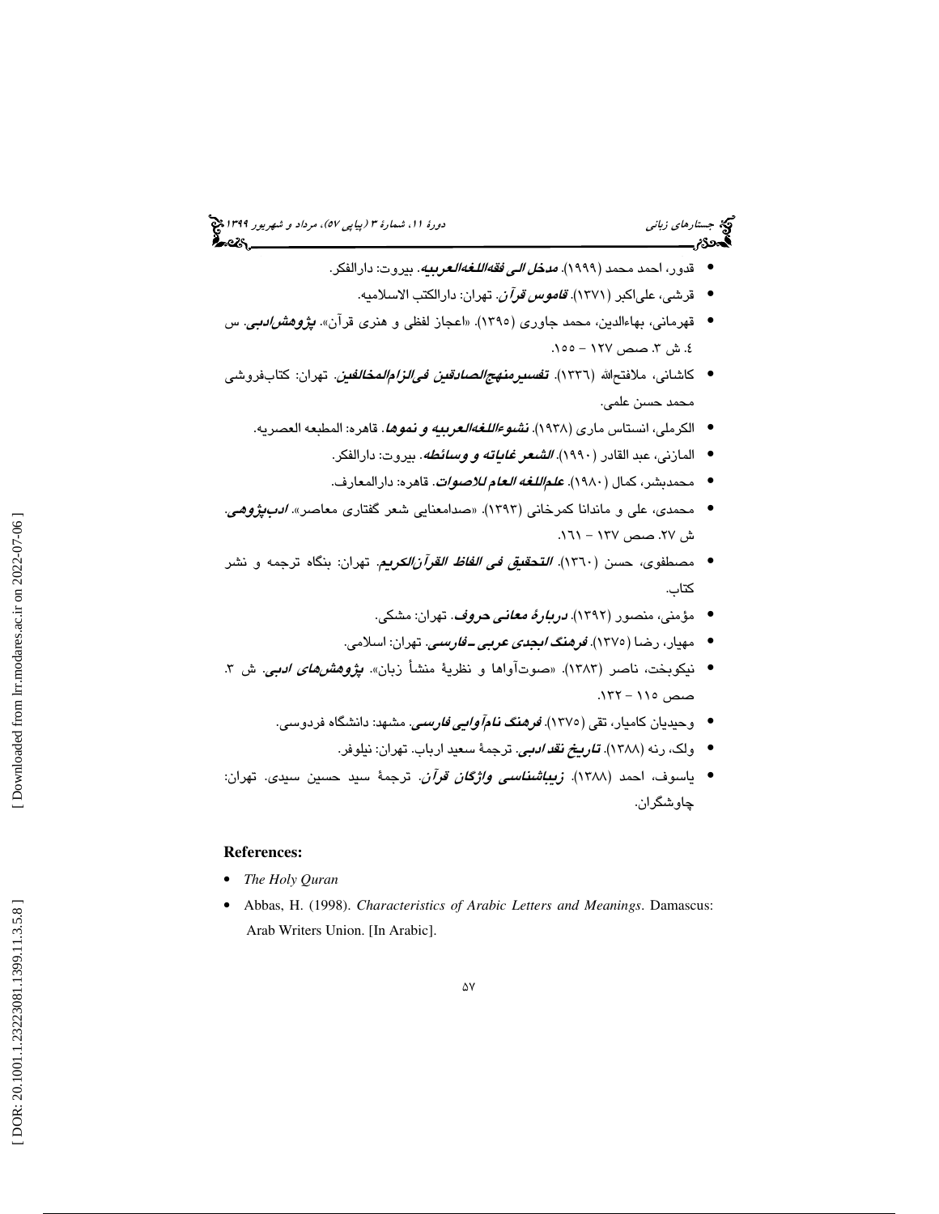- قدور، احمد محمد (۱۹۹۹). ***مدخل الی فقه‌اللغه‌العربیه***. بیروت: دارالفکر.
- قرشی، علی‌اکبر (۱۳۷۱). ***قاموس قرآن***. تهران: دارالکتب الاسلامیه.
- قهرمانی، بهاءالدین، محمد جاوری (۱۳۹۵). «اعجاز لفظی و هنری قرآن». ***پژوهش‌ادبی***. س ٤. ش ۳. صص ۱۲۷ – ۱۵٥.
- کاشانی، ملافتح‌الله (۱۳۳٦). ***تفسیرمنهج‌الصادقین فی‌الزام‌المخالفین***. تهران: کتاب‌فروشی محمد حسن علمی.
- الکرملی، انستاس ماری (۱۹۳۸). ***نشوءاللغه‌العربیه و نموها***. قاهره: المطبعه العصریه.
- المازنی، عبد القادر (۱۹۹۰). ***الشعر غایاته و وسائطه***. بیروت: دارالفکر.
- محمدبشر، کمال (۱۹۸۰). ***علم‌اللغه العام للاصوات***. قاهره: دارالمعارف.
- محمدی، علی و ماندانا کمرخانی (۱۳۹۳). «صدامعنایی شعر گفتاری معاصر». ***ادب‌پژوهی***. ش ۲۷. صص ۱۳۷ – ۱٦۱.
- مصطفوی، حسن (۱۳٦۰). ***التحقیق فی الفاظ القرآن‌الکریم***. تهران: بنگاه ترجمه و نشر کتاب.
- مؤمنی، منصور (۱۳۹۲). ***دربارهٔ معانی حروف***. تهران: مشکی.
- مهیار، رضا (۱۳۷٥). ***فرهنگ ابجدی عربی ـ فارسی***. تهران: اسلامی.
- نیکوبخت، ناصر (۱۳۸۳). «صوت‌آواها و نظریهٔ منشأ زبان». ***پژوهش‌های ادبی***. ش ۳. صص ۱۱٥ – ۱۳۲.
- وحیدیان کامیار، تقی (۱۳۷٥). ***فرهنگ نام‌آوایی فارسی***. مشهد: دانشگاه فردوسی.
- ولک، رنه (۱۳۸۸). ***تاریخ نقد ادبی***. ترجمهٔ سعید ارباب. تهران: نیلوفر.
- یاسوف، احمد (۱۳۸۸). ***زیباشناسی واژگان قرآن***. ترجمهٔ سید حسین سیدی. تهران: چاوشگران.

**References:**

- *The Holy Quran*
- Abbas, H. (1998). *Characteristics of Arabic Letters and Meanings*. Damascus: Arab Writers Union. [In Arabic].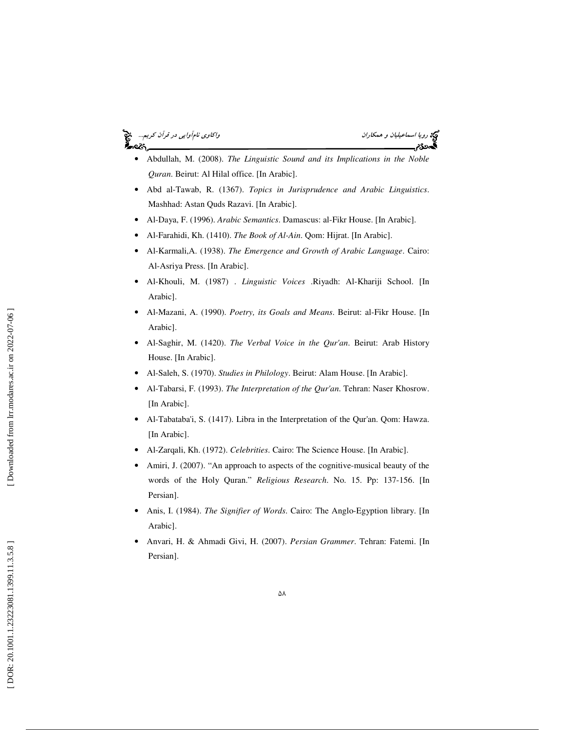- Abdullah, M. (2008). *The Linguistic Sound and its Implications in the Noble Quran*. Beirut: Al Hilal office. [In Arabic].
- Abd al-Tawab, R. (1367). *Topics in Jurisprudence and Arabic Linguistics*. Mashhad: Astan Quds Razavi. [In Arabic].
- Al-Daya, F. (1996). *Arabic Semantics*. Damascus: al-Fikr House. [In Arabic].
- Al-Farahidi, Kh. (1410). *The Book of Al-Ain*. Qom: Hijrat. [In Arabic].
- Al-Karmali,A. (1938). *The Emergence and Growth of Arabic Language*. Cairo: Al-Asriya Press. [In Arabic].
- Al-Khouli, M. (1987) . *Linguistic Voices* .Riyadh: Al-Khariji School. [In Arabic].
- Al-Mazani, A. (1990). *Poetry, its Goals and Means*. Beirut: al-Fikr House. [In Arabic].
- Al-Saghir, M. (1420). *The Verbal Voice in the Qur'an*. Beirut: Arab History House. [In Arabic].
- Al-Saleh, S. (1970). *Studies in Philology*. Beirut: Alam House. [In Arabic].
- Al-Tabarsi, F. (1993). *The Interpretation of the Qur'an*. Tehran: Naser Khosrow. [In Arabic].
- Al-Tabataba'i, S. (1417). Libra in the Interpretation of the Qur'an. Qom: Hawza. [In Arabic].
- Al-Zarqali, Kh. (1972). *Celebrities*. Cairo: The Science House. [In Arabic].
- Amiri, J. (2007). "An approach to aspects of the cognitive-musical beauty of the words of the Holy Quran." *Religious Research*. No. 15. Pp: 137-156. [In Persian].
- Anis, I. (1984). *The Signifier of Words*. Cairo: The Anglo-Egyption library. [In Arabic].
- Anvari, H. & Ahmadi Givi, H. (2007). *Persian Grammer*. Tehran: Fatemi. [In Persian].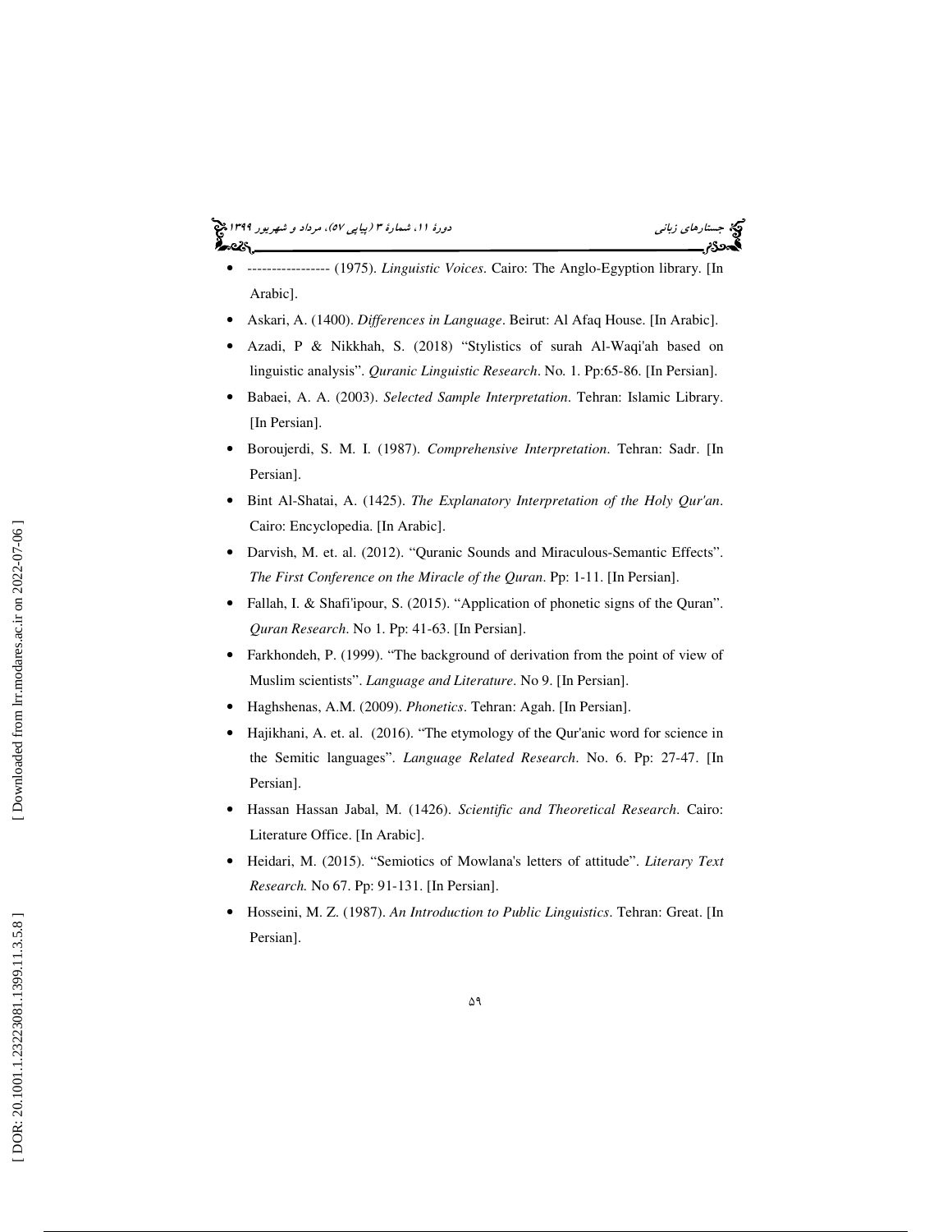- ----------------- (1975). *Linguistic Voices*. Cairo: The Anglo-Egyption library. [In Arabic].
- Askari, A. (1400). *Differences in Language*. Beirut: Al Afaq House. [In Arabic].
- Azadi, P & Nikkhah, S. (2018) "Stylistics of surah Al-Waqi'ah based on linguistic analysis". *Quranic Linguistic Research*. No. 1. Pp:65-86. [In Persian].
- Babaei, A. A. (2003). *Selected Sample Interpretation*. Tehran: Islamic Library. [In Persian].
- Boroujerdi, S. M. I. (1987). *Comprehensive Interpretation*. Tehran: Sadr. [In Persian].
- Bint Al-Shatai, A. (1425). *The Explanatory Interpretation of the Holy Qur'an*. Cairo: Encyclopedia. [In Arabic].
- Darvish, M. et. al. (2012). "Quranic Sounds and Miraculous-Semantic Effects". *The First Conference on the Miracle of the Quran*. Pp: 1-11. [In Persian].
- Fallah, I. & Shafi'ipour, S. (2015). "Application of phonetic signs of the Quran". *Quran Research*. No 1. Pp: 41-63. [In Persian].
- Farkhondeh, P. (1999). "The background of derivation from the point of view of Muslim scientists". *Language and Literature*. No 9. [In Persian].
- Haghshenas, A.M. (2009). *Phonetics*. Tehran: Agah. [In Persian].
- Hajikhani, A. et. al. (2016). "The etymology of the Qur'anic word for science in the Semitic languages". *Language Related Research*. No. 6. Pp: 27-47. [In Persian].
- Hassan Hassan Jabal, M. (1426). *Scientific and Theoretical Research*. Cairo: Literature Office. [In Arabic].
- Heidari, M. (2015). "Semiotics of Mowlana's letters of attitude". *Literary Text Research.* No 67. Pp: 91-131. [In Persian].
- Hosseini, M. Z. (1987). *An Introduction to Public Linguistics*. Tehran: Great. [In Persian].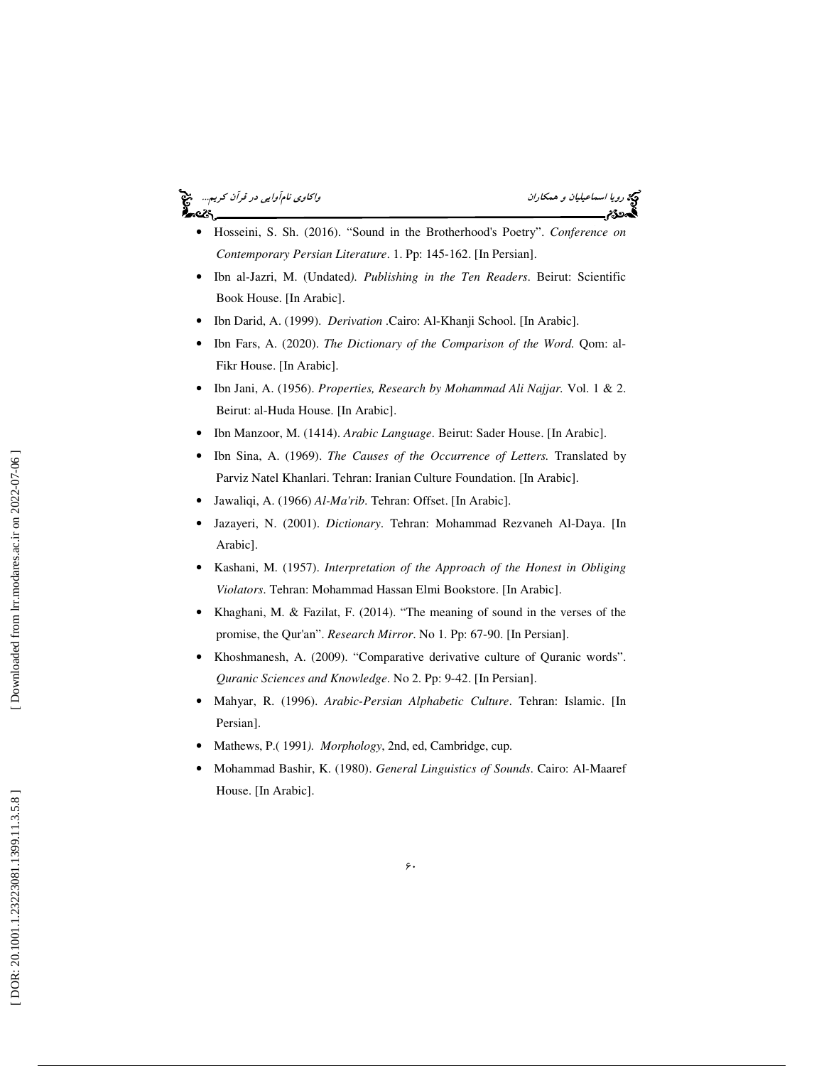- Hosseini, S. Sh. (2016). "Sound in the Brotherhood's Poetry". *Conference on Contemporary Persian Literature*. 1. Pp: 145-162. [In Persian].
- Ibn al-Jazri, M. (Undated*). Publishing in the Ten Readers*. Beirut: Scientific Book House. [In Arabic].
- Ibn Darid, A. (1999). *Derivation* .Cairo: Al-Khanji School. [In Arabic].
- Ibn Fars, A. (2020). *The Dictionary of the Comparison of the Word.* Qom: al-Fikr House. [In Arabic].
- Ibn Jani, A. (1956). *Properties, Research by Mohammad Ali Najjar.* Vol. 1 & 2. Beirut: al-Huda House. [In Arabic].
- Ibn Manzoor, M. (1414). *Arabic Language*. Beirut: Sader House. [In Arabic].
- Ibn Sina, A. (1969). *The Causes of the Occurrence of Letters.* Translated by Parviz Natel Khanlari. Tehran: Iranian Culture Foundation. [In Arabic].
- Jawaliqi, A. (1966) *Al-Ma'rib*. Tehran: Offset. [In Arabic].
- Jazayeri, N. (2001). *Dictionary*. Tehran: Mohammad Rezvaneh Al-Daya. [In Arabic].
- Kashani, M. (1957). *Interpretation of the Approach of the Honest in Obliging Violators*. Tehran: Mohammad Hassan Elmi Bookstore. [In Arabic].
- Khaghani, M. & Fazilat, F. (2014). "The meaning of sound in the verses of the promise, the Qur'an". *Research Mirror*. No 1. Pp: 67-90. [In Persian].
- Khoshmanesh, A. (2009). "Comparative derivative culture of Quranic words". *Quranic Sciences and Knowledge*. No 2. Pp: 9-42. [In Persian].
- Mahyar, R. (1996). *Arabic-Persian Alphabetic Culture*. Tehran: Islamic. [In Persian].
- Mathews, P.( 1991*). Morphology*, 2nd, ed, Cambridge, cup.
- Mohammad Bashir, K. (1980). *General Linguistics of Sounds*. Cairo: Al-Maaref House. [In Arabic].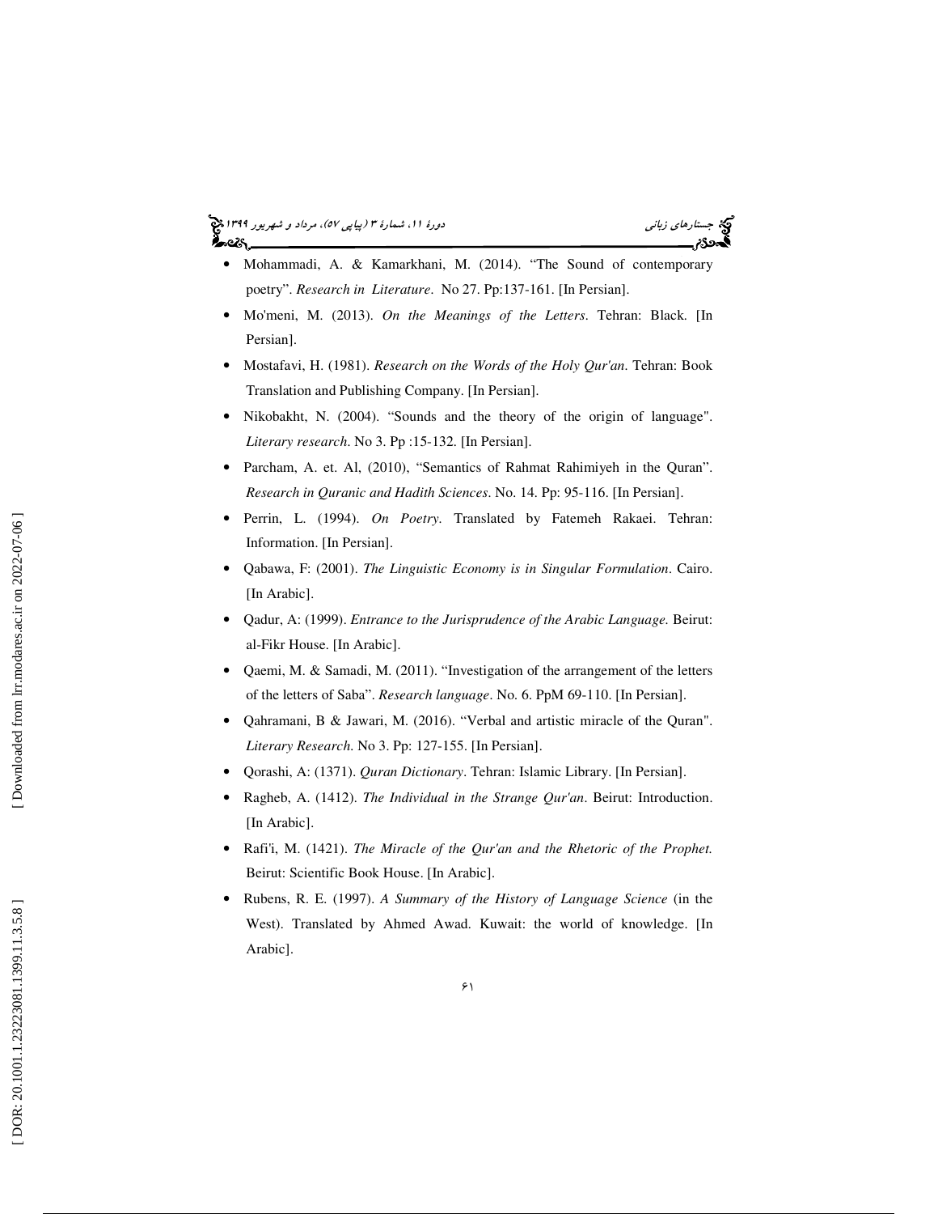- Mohammadi, A. & Kamarkhani, M. (2014). “The Sound of contemporary poetry”. *Research in Literature*. No 27. Pp:137-161. [In Persian].
- Mo'meni, M. (2013). *On the Meanings of the Letters*. Tehran: Black. [In Persian].
- Mostafavi, H. (1981). *Research on the Words of the Holy Qur'an*. Tehran: Book Translation and Publishing Company. [In Persian].
- Nikobakht, N. (2004). “Sounds and the theory of the origin of language". *Literary research*. No 3. Pp :15-132. [In Persian].
- Parcham, A. et. Al, (2010), “Semantics of Rahmat Rahimiyeh in the Quran”. *Research in Quranic and Hadith Sciences*. No. 14. Pp: 95-116. [In Persian].
- Perrin, L. (1994). *On Poetry*. Translated by Fatemeh Rakaei. Tehran: Information. [In Persian].
- Qabawa, F: (2001). *The Linguistic Economy is in Singular Formulation*. Cairo. [In Arabic].
- Qadur, A: (1999). *Entrance to the Jurisprudence of the Arabic Language*. Beirut: al-Fikr House. [In Arabic].
- Qaemi, M. & Samadi, M. (2011). “Investigation of the arrangement of the letters of the letters of Saba”. *Research language*. No. 6. PpM 69-110. [In Persian].
- Qahramani, B & Jawari, M. (2016). “Verbal and artistic miracle of the Quran". *Literary Research*. No 3. Pp: 127-155. [In Persian].
- Qorashi, A: (1371). *Quran Dictionary*. Tehran: Islamic Library. [In Persian].
- Ragheb, A. (1412). *The Individual in the Strange Qur'an*. Beirut: Introduction. [In Arabic].
- Rafi'i, M. (1421). *The Miracle of the Qur'an and the Rhetoric of the Prophet.* Beirut: Scientific Book House. [In Arabic].
- Rubens, R. E. (1997). *A Summary of the History of Language Science* (in the West). Translated by Ahmed Awad. Kuwait: the world of knowledge. [In Arabic].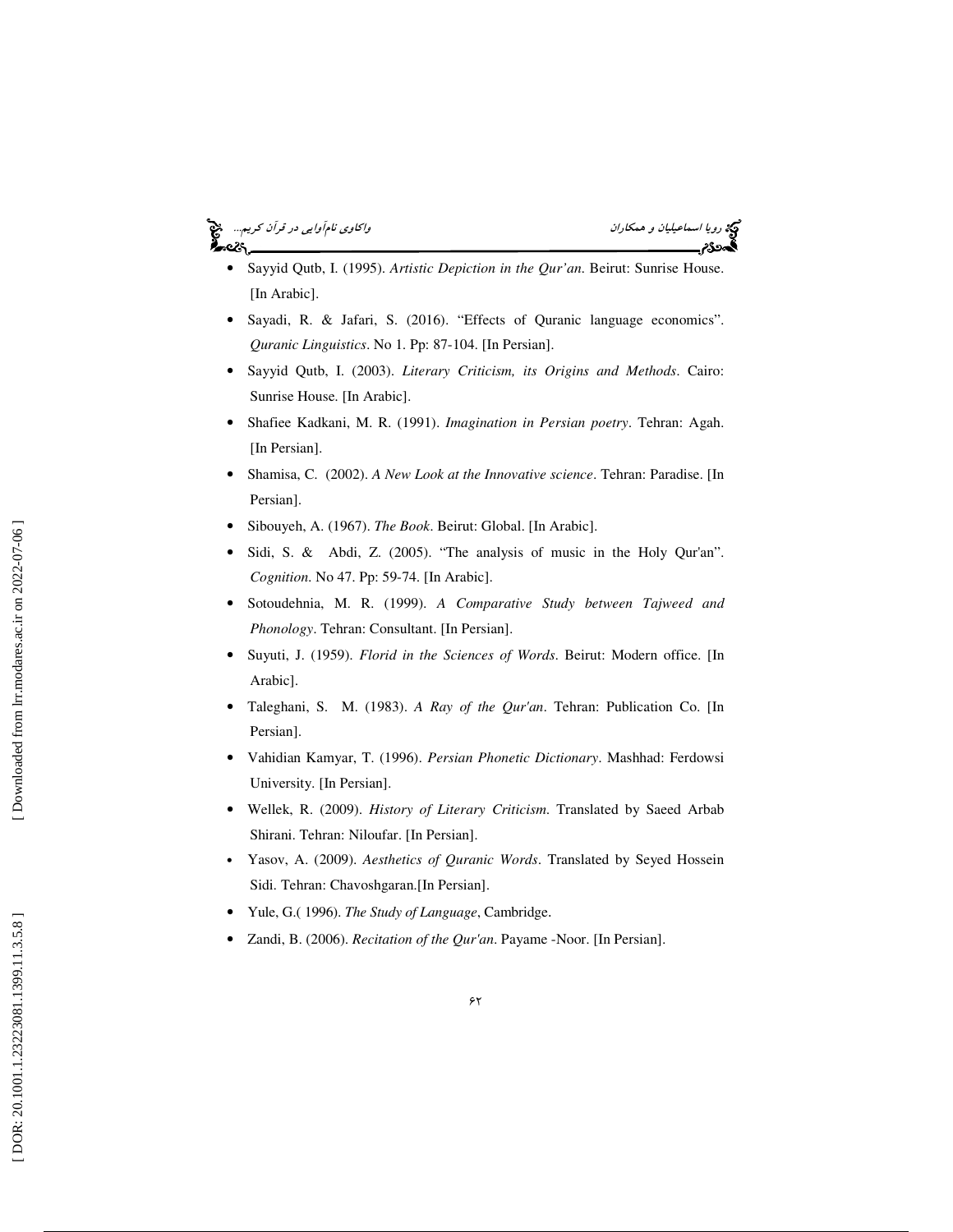- Sayyid Qutb, I. (1995). *Artistic Depiction in the Qur'an*. Beirut: Sunrise House. [In Arabic].
- Sayadi, R. & Jafari, S. (2016). "Effects of Quranic language economics". *Quranic Linguistics*. No 1. Pp: 87-104. [In Persian].
- Sayyid Qutb, I. (2003). *Literary Criticism, its Origins and Methods*. Cairo: Sunrise House. [In Arabic].
- Shafiee Kadkani, M. R. (1991). *Imagination in Persian poetry*. Tehran: Agah. [In Persian].
- Shamisa, C. (2002). *A New Look at the Innovative science*. Tehran: Paradise. [In Persian].
- Sibouyeh, A. (1967). *The Book*. Beirut: Global. [In Arabic].
- Sidi, S. & Abdi, Z. (2005). "The analysis of music in the Holy Qur'an". *Cognition*. No 47. Pp: 59-74. [In Arabic].
- Sotoudehnia, M. R. (1999). *A Comparative Study between Tajweed and Phonology*. Tehran: Consultant. [In Persian].
- Suyuti, J. (1959). *Florid in the Sciences of Words*. Beirut: Modern office. [In Arabic].
- Taleghani, S. M. (1983). *A Ray of the Qur'an*. Tehran: Publication Co. [In Persian].
- Vahidian Kamyar, T. (1996). *Persian Phonetic Dictionary*. Mashhad: Ferdowsi University. [In Persian].
- Wellek, R. (2009). *History of Literary Criticism*. Translated by Saeed Arbab Shirani. Tehran: Niloufar. [In Persian].
- Yasov, A. (2009). *Aesthetics of Quranic Words*. Translated by Seyed Hossein Sidi. Tehran: Chavoshgaran.[In Persian].
- Yule, G.( 1996). *The Study of Language*, Cambridge.
- Zandi, B. (2006). *Recitation of the Qur'an*. Payame -Noor. [In Persian].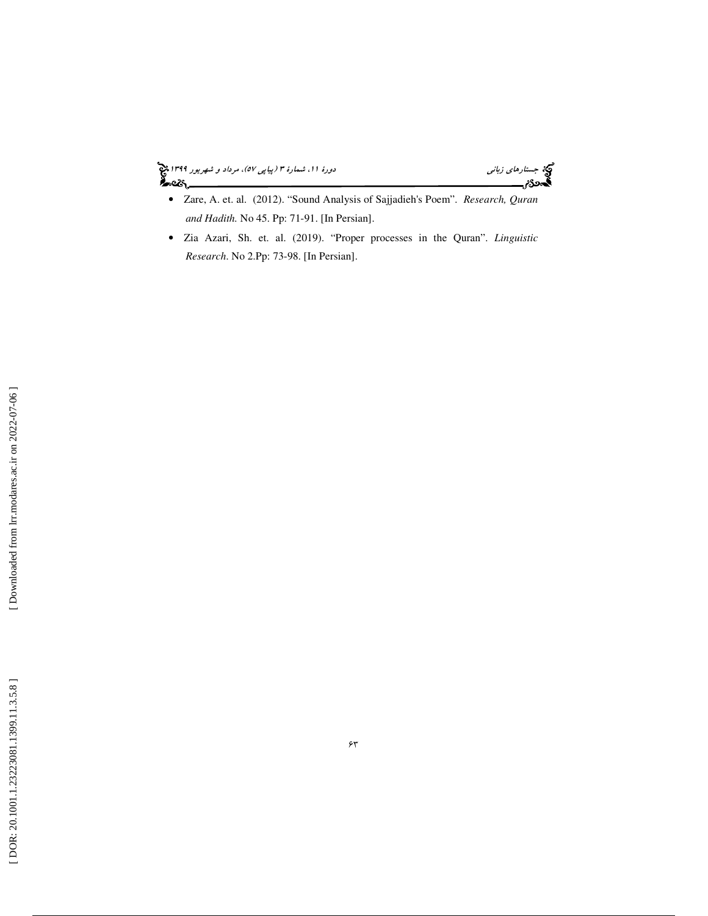- Zare, A. et. al. (2012). "Sound Analysis of Sajjadieh's Poem". *Research, Quran and Hadith.* No 45. Pp: 71-91. [In Persian].
- Zia Azari, Sh. et. al. (2019). "Proper processes in the Quran". *Linguistic Research*. No 2.Pp: 73-98. [In Persian].